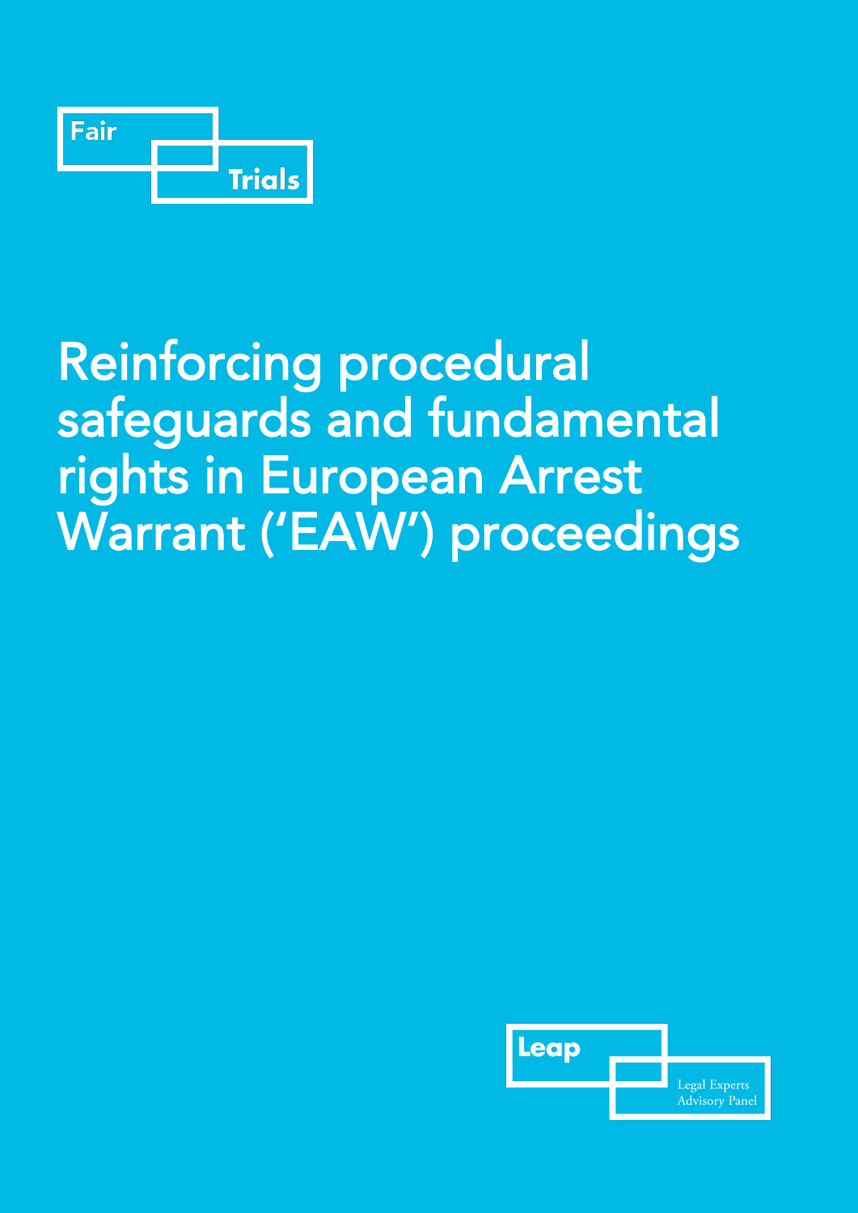Fair Trials

# Reinforcing procedural safeguards and fundamental rights in European Arrest Warrant ('EAW') proceedings

Leap

Legal Experts Advisory Panel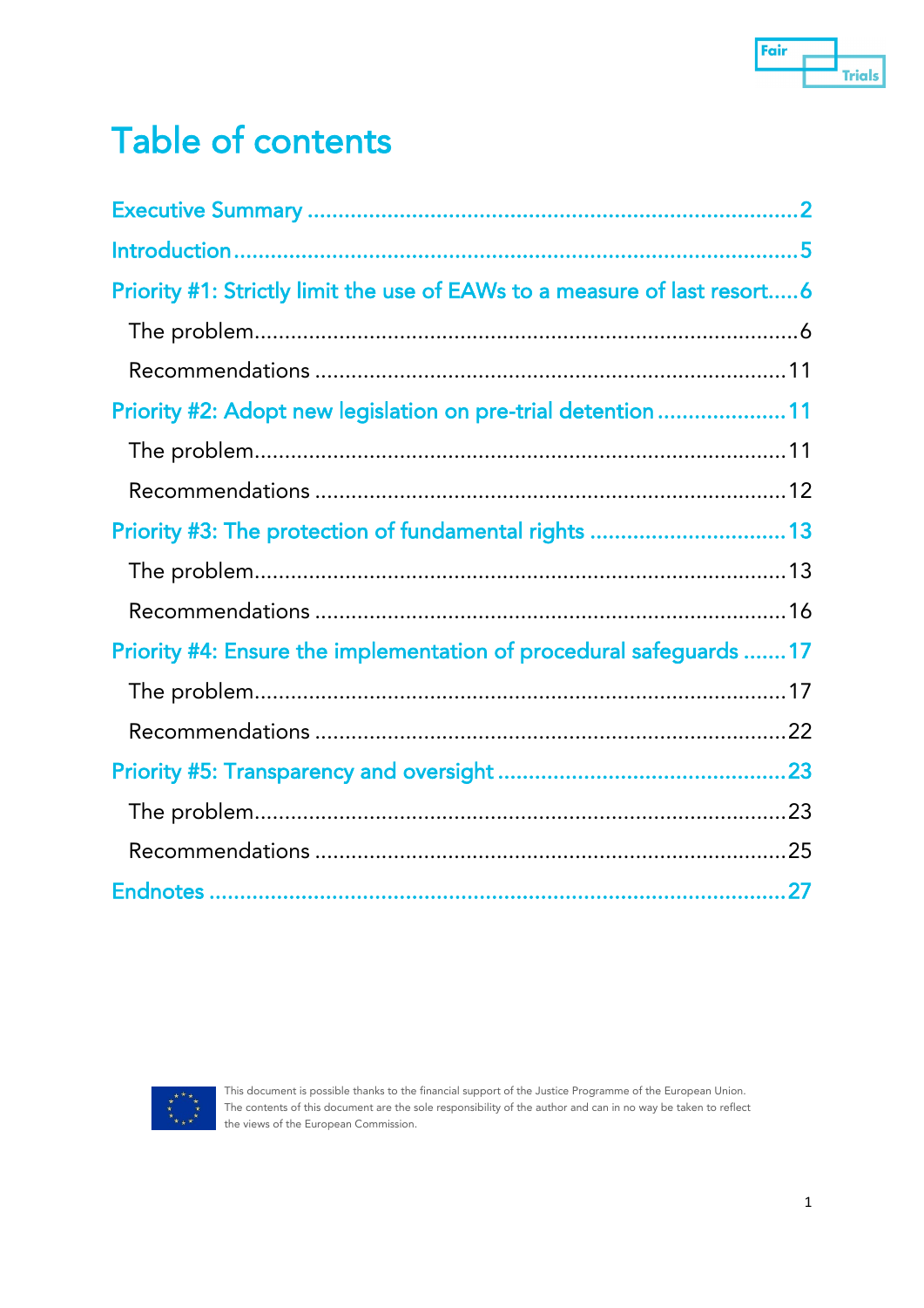# Table of contents

Executive Summary .......................................................................................2

Introduction.......................................................................................................5

Priority #1: Strictly limit the use of EAWs to a measure of last resort.....6

- The problem.........................................................................................6
- Recommendations ..............................................................................11

Priority #2: Adopt new legislation on pre-trial detention ......................11

- The problem.......................................................................................11
- Recommendations ..............................................................................12

Priority #3: The protection of fundamental rights ................................13

- The problem.......................................................................................13
- Recommendations ..............................................................................16

Priority #4: Ensure the implementation of procedural safeguards .......17

- The problem.......................................................................................17
- Recommendations ..............................................................................22

Priority #5: Transparency and oversight ...............................................23

- The problem.......................................................................................23
- Recommendations ..............................................................................25

Endnotes ..........................................................................................27

This document is possible thanks to the financial support of the Justice Programme of the European Union. The contents of this document are the sole responsibility of the author and can in no way be taken to reflect the views of the European Commission.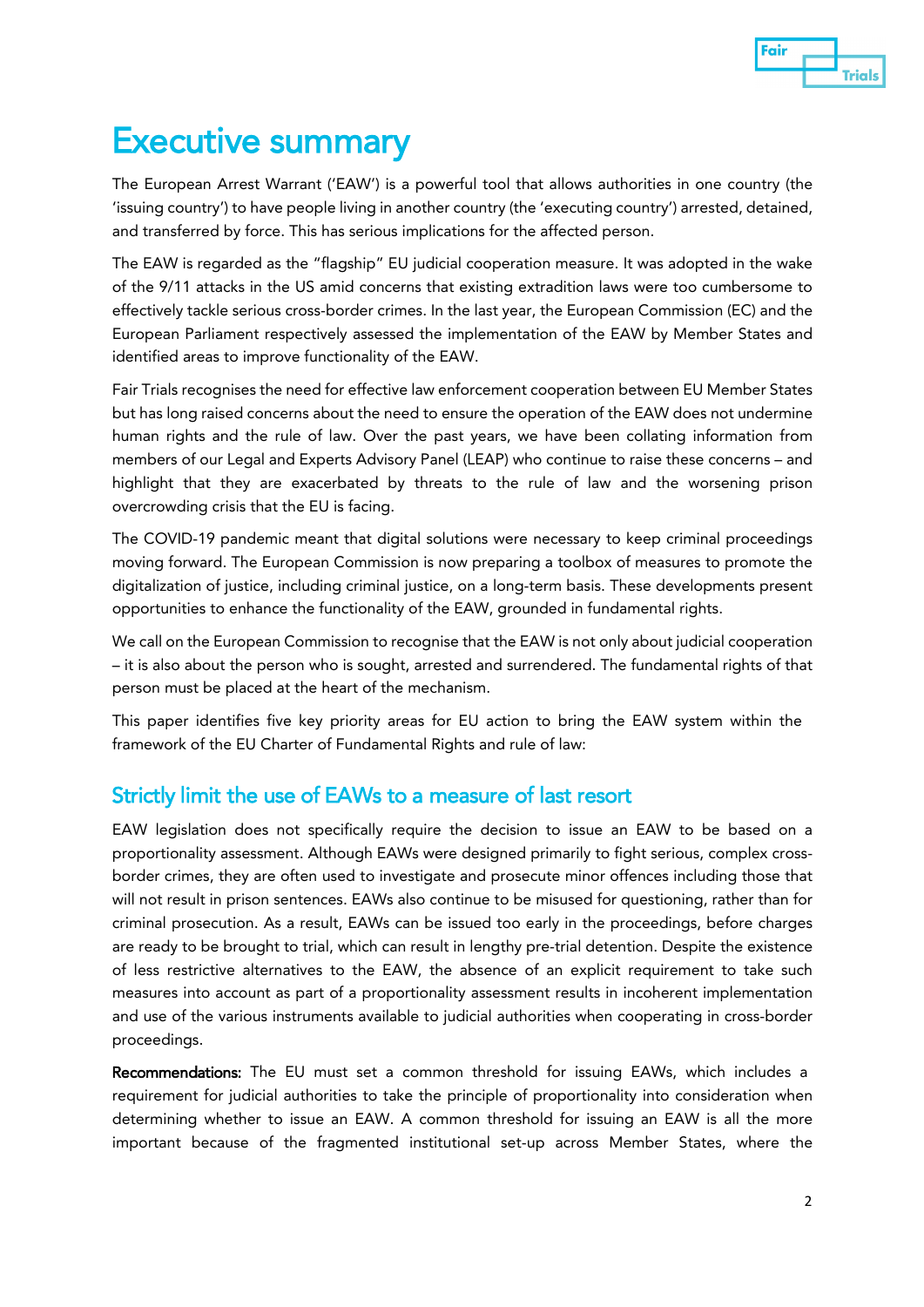# Executive summary

The European Arrest Warrant ('EAW') is a powerful tool that allows authorities in one country (the 'issuing country') to have people living in another country (the 'executing country') arrested, detained, and transferred by force. This has serious implications for the affected person.

The EAW is regarded as the "flagship" EU judicial cooperation measure. It was adopted in the wake of the 9/11 attacks in the US amid concerns that existing extradition laws were too cumbersome to effectively tackle serious cross-border crimes. In the last year, the European Commission (EC) and the European Parliament respectively assessed the implementation of the EAW by Member States and identified areas to improve functionality of the EAW.

Fair Trials recognises the need for effective law enforcement cooperation between EU Member States but has long raised concerns about the need to ensure the operation of the EAW does not undermine human rights and the rule of law. Over the past years, we have been collating information from members of our Legal and Experts Advisory Panel (LEAP) who continue to raise these concerns – and highlight that they are exacerbated by threats to the rule of law and the worsening prison overcrowding crisis that the EU is facing.

The COVID-19 pandemic meant that digital solutions were necessary to keep criminal proceedings moving forward. The European Commission is now preparing a toolbox of measures to promote the digitalization of justice, including criminal justice, on a long-term basis. These developments present opportunities to enhance the functionality of the EAW, grounded in fundamental rights.

We call on the European Commission to recognise that the EAW is not only about judicial cooperation – it is also about the person who is sought, arrested and surrendered. The fundamental rights of that person must be placed at the heart of the mechanism.

This paper identifies five key priority areas for EU action to bring the EAW system within the framework of the EU Charter of Fundamental Rights and rule of law:

## Strictly limit the use of EAWs to a measure of last resort

EAW legislation does not specifically require the decision to issue an EAW to be based on a proportionality assessment. Although EAWs were designed primarily to fight serious, complex cross-border crimes, they are often used to investigate and prosecute minor offences including those that will not result in prison sentences. EAWs also continue to be misused for questioning, rather than for criminal prosecution. As a result, EAWs can be issued too early in the proceedings, before charges are ready to be brought to trial, which can result in lengthy pre-trial detention. Despite the existence of less restrictive alternatives to the EAW, the absence of an explicit requirement to take such measures into account as part of a proportionality assessment results in incoherent implementation and use of the various instruments available to judicial authorities when cooperating in cross-border proceedings.

**Recommendations:** The EU must set a common threshold for issuing EAWs, which includes a requirement for judicial authorities to take the principle of proportionality into consideration when determining whether to issue an EAW. A common threshold for issuing an EAW is all the more important because of the fragmented institutional set-up across Member States, where the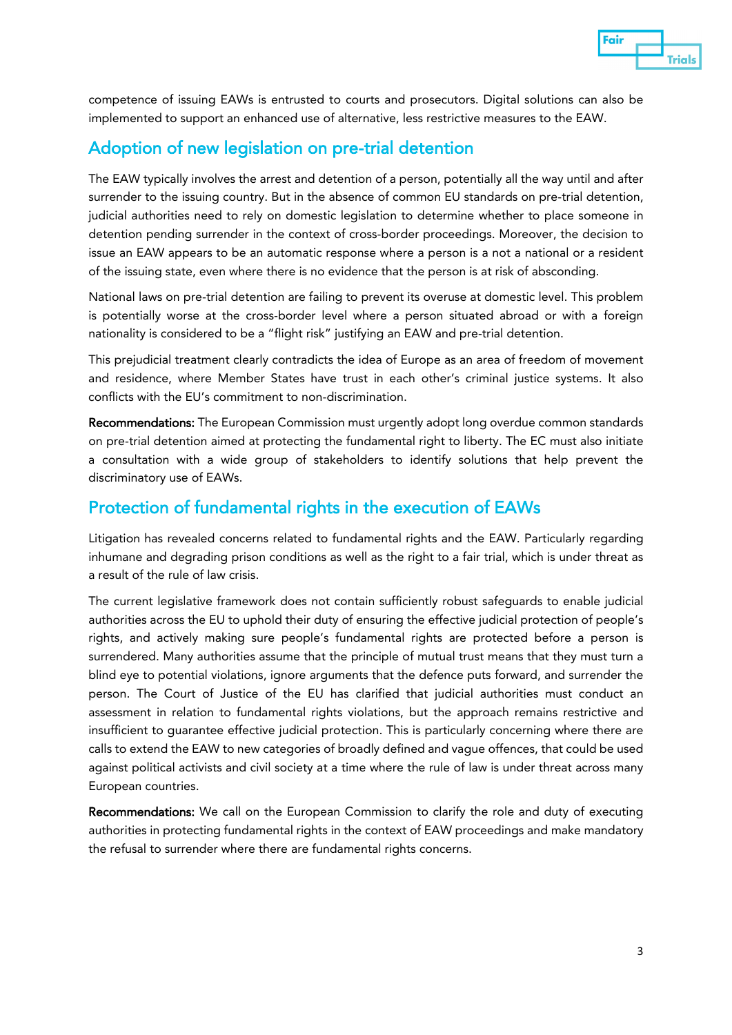competence of issuing EAWs is entrusted to courts and prosecutors. Digital solutions can also be implemented to support an enhanced use of alternative, less restrictive measures to the EAW.

## Adoption of new legislation on pre-trial detention

The EAW typically involves the arrest and detention of a person, potentially all the way until and after surrender to the issuing country. But in the absence of common EU standards on pre-trial detention, judicial authorities need to rely on domestic legislation to determine whether to place someone in detention pending surrender in the context of cross-border proceedings. Moreover, the decision to issue an EAW appears to be an automatic response where a person is a not a national or a resident of the issuing state, even where there is no evidence that the person is at risk of absconding.

National laws on pre-trial detention are failing to prevent its overuse at domestic level. This problem is potentially worse at the cross-border level where a person situated abroad or with a foreign nationality is considered to be a "flight risk" justifying an EAW and pre-trial detention.

This prejudicial treatment clearly contradicts the idea of Europe as an area of freedom of movement and residence, where Member States have trust in each other's criminal justice systems. It also conflicts with the EU's commitment to non-discrimination.

**Recommendations:** The European Commission must urgently adopt long overdue common standards on pre-trial detention aimed at protecting the fundamental right to liberty. The EC must also initiate a consultation with a wide group of stakeholders to identify solutions that help prevent the discriminatory use of EAWs.

## Protection of fundamental rights in the execution of EAWs

Litigation has revealed concerns related to fundamental rights and the EAW. Particularly regarding inhumane and degrading prison conditions as well as the right to a fair trial, which is under threat as a result of the rule of law crisis.

The current legislative framework does not contain sufficiently robust safeguards to enable judicial authorities across the EU to uphold their duty of ensuring the effective judicial protection of people's rights, and actively making sure people's fundamental rights are protected before a person is surrendered. Many authorities assume that the principle of mutual trust means that they must turn a blind eye to potential violations, ignore arguments that the defence puts forward, and surrender the person. The Court of Justice of the EU has clarified that judicial authorities must conduct an assessment in relation to fundamental rights violations, but the approach remains restrictive and insufficient to guarantee effective judicial protection. This is particularly concerning where there are calls to extend the EAW to new categories of broadly defined and vague offences, that could be used against political activists and civil society at a time where the rule of law is under threat across many European countries.

**Recommendations:** We call on the European Commission to clarify the role and duty of executing authorities in protecting fundamental rights in the context of EAW proceedings and make mandatory the refusal to surrender where there are fundamental rights concerns.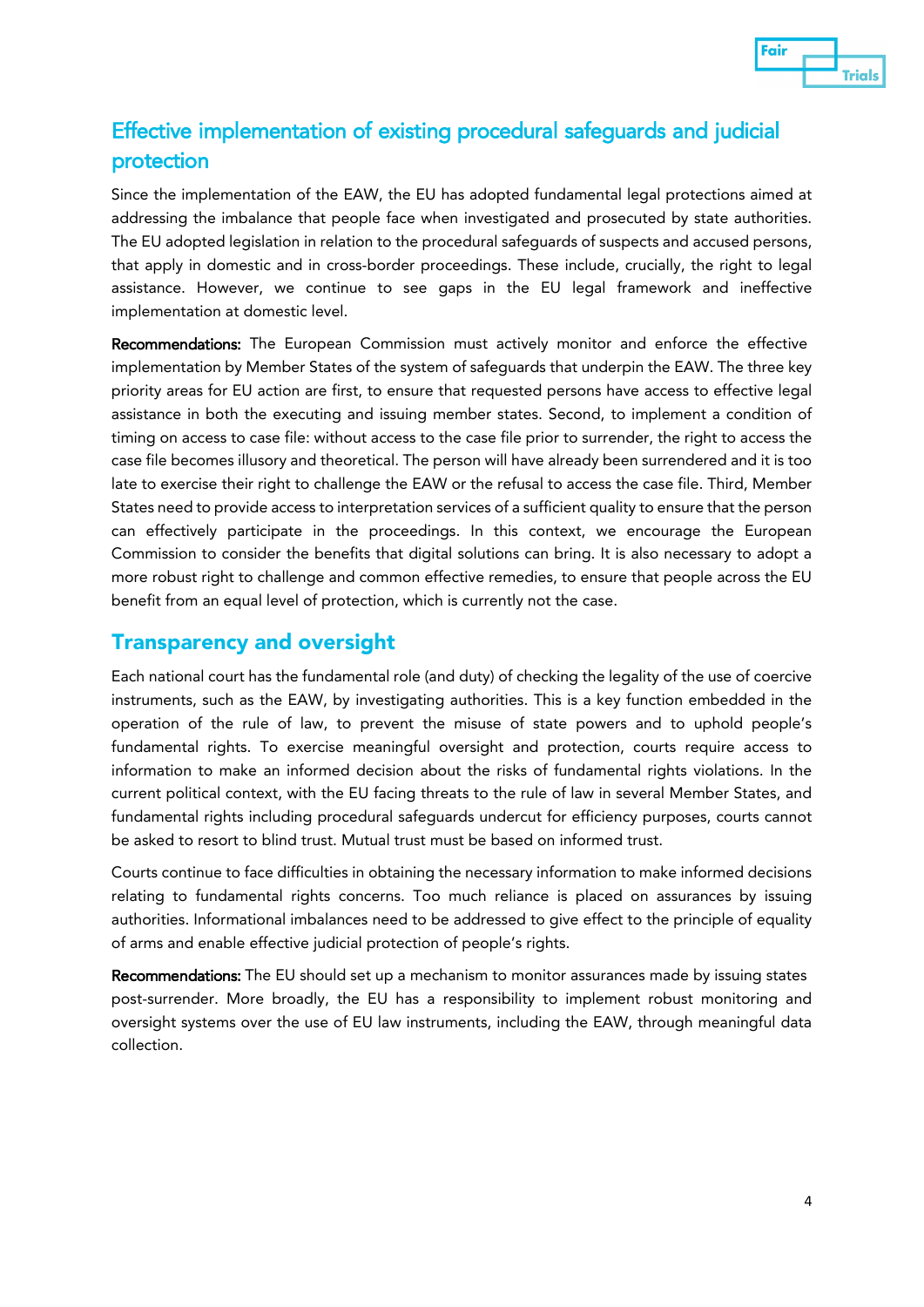## Effective implementation of existing procedural safeguards and judicial protection

Since the implementation of the EAW, the EU has adopted fundamental legal protections aimed at addressing the imbalance that people face when investigated and prosecuted by state authorities. The EU adopted legislation in relation to the procedural safeguards of suspects and accused persons, that apply in domestic and in cross-border proceedings. These include, crucially, the right to legal assistance. However, we continue to see gaps in the EU legal framework and ineffective implementation at domestic level.

**Recommendations:** The European Commission must actively monitor and enforce the effective implementation by Member States of the system of safeguards that underpin the EAW. The three key priority areas for EU action are first, to ensure that requested persons have access to effective legal assistance in both the executing and issuing member states. Second, to implement a condition of timing on access to case file: without access to the case file prior to surrender, the right to access the case file becomes illusory and theoretical. The person will have already been surrendered and it is too late to exercise their right to challenge the EAW or the refusal to access the case file. Third, Member States need to provide access to interpretation services of a sufficient quality to ensure that the person can effectively participate in the proceedings. In this context, we encourage the European Commission to consider the benefits that digital solutions can bring. It is also necessary to adopt a more robust right to challenge and common effective remedies, to ensure that people across the EU benefit from an equal level of protection, which is currently not the case.

## Transparency and oversight

Each national court has the fundamental role (and duty) of checking the legality of the use of coercive instruments, such as the EAW, by investigating authorities. This is a key function embedded in the operation of the rule of law, to prevent the misuse of state powers and to uphold people's fundamental rights. To exercise meaningful oversight and protection, courts require access to information to make an informed decision about the risks of fundamental rights violations. In the current political context, with the EU facing threats to the rule of law in several Member States, and fundamental rights including procedural safeguards undercut for efficiency purposes, courts cannot be asked to resort to blind trust. Mutual trust must be based on informed trust.

Courts continue to face difficulties in obtaining the necessary information to make informed decisions relating to fundamental rights concerns. Too much reliance is placed on assurances by issuing authorities. Informational imbalances need to be addressed to give effect to the principle of equality of arms and enable effective judicial protection of people's rights.

**Recommendations:** The EU should set up a mechanism to monitor assurances made by issuing states post-surrender. More broadly, the EU has a responsibility to implement robust monitoring and oversight systems over the use of EU law instruments, including the EAW, through meaningful data collection.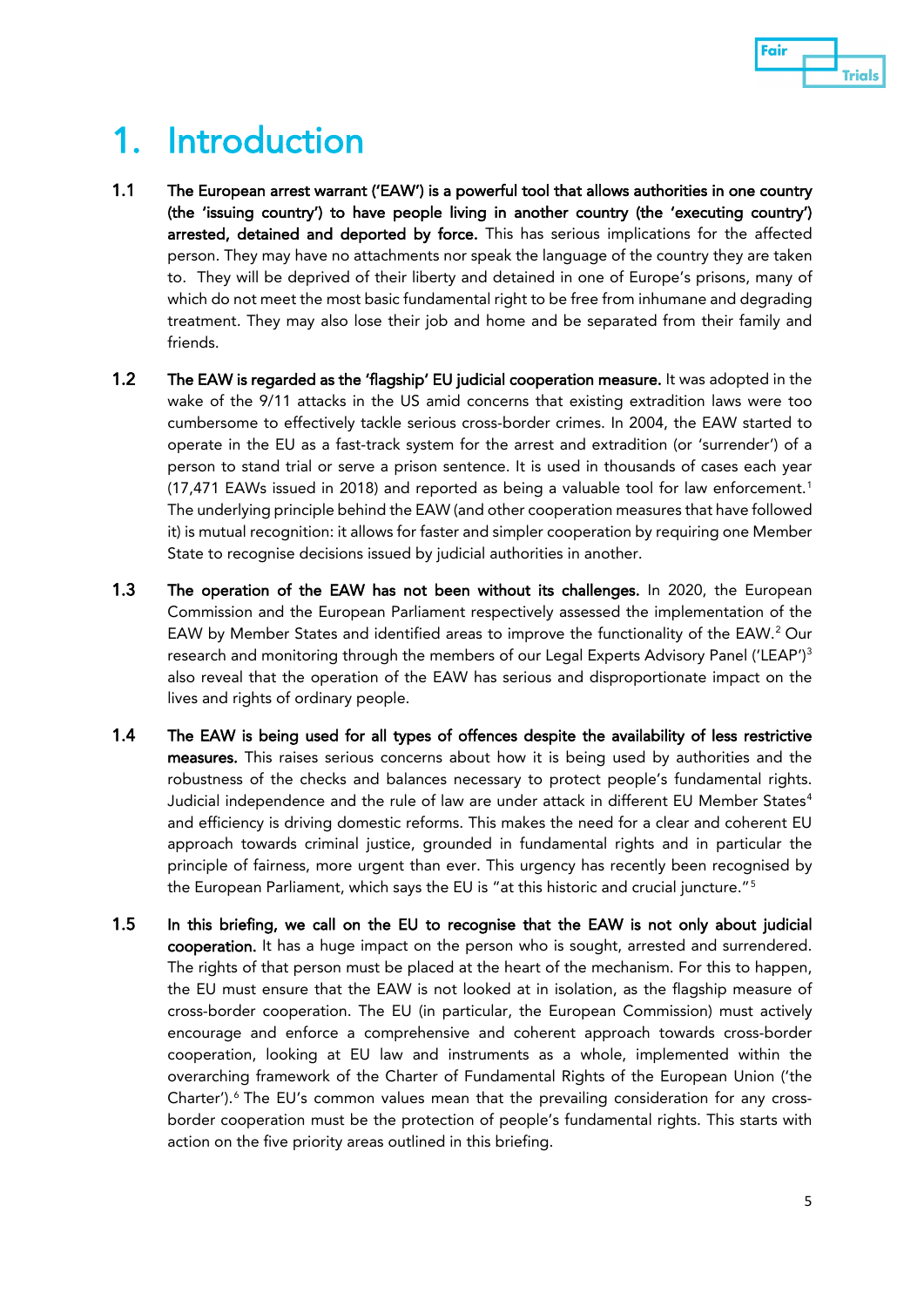# 1. Introduction

1.1 **The European arrest warrant ('EAW') is a powerful tool that allows authorities in one country (the 'issuing country') to have people living in another country (the 'executing country') arrested, detained and deported by force.** This has serious implications for the affected person. They may have no attachments nor speak the language of the country they are taken to. They will be deprived of their liberty and detained in one of Europe's prisons, many of which do not meet the most basic fundamental right to be free from inhumane and degrading treatment. They may also lose their job and home and be separated from their family and friends.

1.2 **The EAW is regarded as the 'flagship' EU judicial cooperation measure.** It was adopted in the wake of the 9/11 attacks in the US amid concerns that existing extradition laws were too cumbersome to effectively tackle serious cross-border crimes. In 2004, the EAW started to operate in the EU as a fast-track system for the arrest and extradition (or 'surrender') of a person to stand trial or serve a prison sentence. It is used in thousands of cases each year (17,471 EAWs issued in 2018) and reported as being a valuable tool for law enforcement.[1] The underlying principle behind the EAW (and other cooperation measures that have followed it) is mutual recognition: it allows for faster and simpler cooperation by requiring one Member State to recognise decisions issued by judicial authorities in another.

1.3 **The operation of the EAW has not been without its challenges.** In 2020, the European Commission and the European Parliament respectively assessed the implementation of the EAW by Member States and identified areas to improve the functionality of the EAW.[2] Our research and monitoring through the members of our Legal Experts Advisory Panel ('LEAP')[3] also reveal that the operation of the EAW has serious and disproportionate impact on the lives and rights of ordinary people.

1.4 **The EAW is being used for all types of offences despite the availability of less restrictive measures.** This raises serious concerns about how it is being used by authorities and the robustness of the checks and balances necessary to protect people's fundamental rights. Judicial independence and the rule of law are under attack in different EU Member States[4] and efficiency is driving domestic reforms. This makes the need for a clear and coherent EU approach towards criminal justice, grounded in fundamental rights and in particular the principle of fairness, more urgent than ever. This urgency has recently been recognised by the European Parliament, which says the EU is "at this historic and crucial juncture."[5]

1.5 **In this briefing, we call on the EU to recognise that the EAW is not only about judicial cooperation.** It has a huge impact on the person who is sought, arrested and surrendered. The rights of that person must be placed at the heart of the mechanism. For this to happen, the EU must ensure that the EAW is not looked at in isolation, as the flagship measure of cross-border cooperation. The EU (in particular, the European Commission) must actively encourage and enforce a comprehensive and coherent approach towards cross-border cooperation, looking at EU law and instruments as a whole, implemented within the overarching framework of the Charter of Fundamental Rights of the European Union ('the Charter').[6] The EU's common values mean that the prevailing consideration for any cross-border cooperation must be the protection of people's fundamental rights. This starts with action on the five priority areas outlined in this briefing.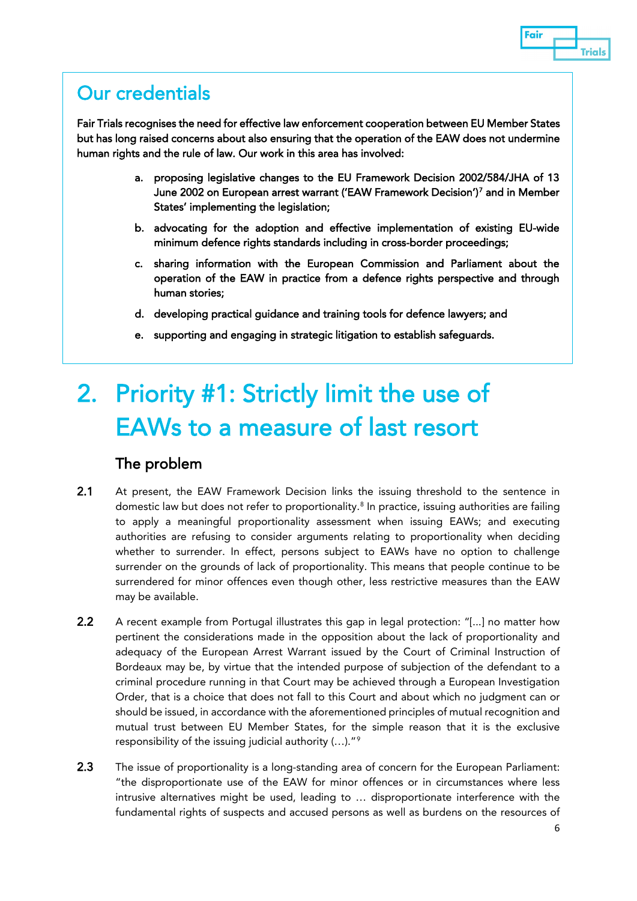## Our credentials

**Fair Trials recognises the need for effective law enforcement cooperation between EU Member States but has long raised concerns about also ensuring that the operation of the EAW does not undermine human rights and the rule of law. Our work in this area has involved:**

a. **proposing legislative changes to the EU Framework Decision 2002/584/JHA of 13 June 2002 on European arrest warrant ('EAW Framework Decision')[7] and in Member States' implementing the legislation;**

b. **advocating for the adoption and effective implementation of existing EU-wide minimum defence rights standards including in cross-border proceedings;**

c. **sharing information with the European Commission and Parliament about the operation of the EAW in practice from a defence rights perspective and through human stories;**

d. **developing practical guidance and training tools for defence lawyers; and**

e. **supporting and engaging in strategic litigation to establish safeguards.**

# 2. Priority #1: Strictly limit the use of EAWs to a measure of last resort

## The problem

**2.1** At present, the EAW Framework Decision links the issuing threshold to the sentence in domestic law but does not refer to proportionality.[8] In practice, issuing authorities are failing to apply a meaningful proportionality assessment when issuing EAWs; and executing authorities are refusing to consider arguments relating to proportionality when deciding whether to surrender. In effect, persons subject to EAWs have no option to challenge surrender on the grounds of lack of proportionality. This means that people continue to be surrendered for minor offences even though other, less restrictive measures than the EAW may be available.

**2.2** A recent example from Portugal illustrates this gap in legal protection: "[...] no matter how pertinent the considerations made in the opposition about the lack of proportionality and adequacy of the European Arrest Warrant issued by the Court of Criminal Instruction of Bordeaux may be, by virtue that the intended purpose of subjection of the defendant to a criminal procedure running in that Court may be achieved through a European Investigation Order, that is a choice that does not fall to this Court and about which no judgment can or should be issued, in accordance with the aforementioned principles of mutual recognition and mutual trust between EU Member States, for the simple reason that it is the exclusive responsibility of the issuing judicial authority (…)."[9]

**2.3** The issue of proportionality is a long-standing area of concern for the European Parliament: "the disproportionate use of the EAW for minor offences or in circumstances where less intrusive alternatives might be used, leading to … disproportionate interference with the fundamental rights of suspects and accused persons as well as burdens on the resources of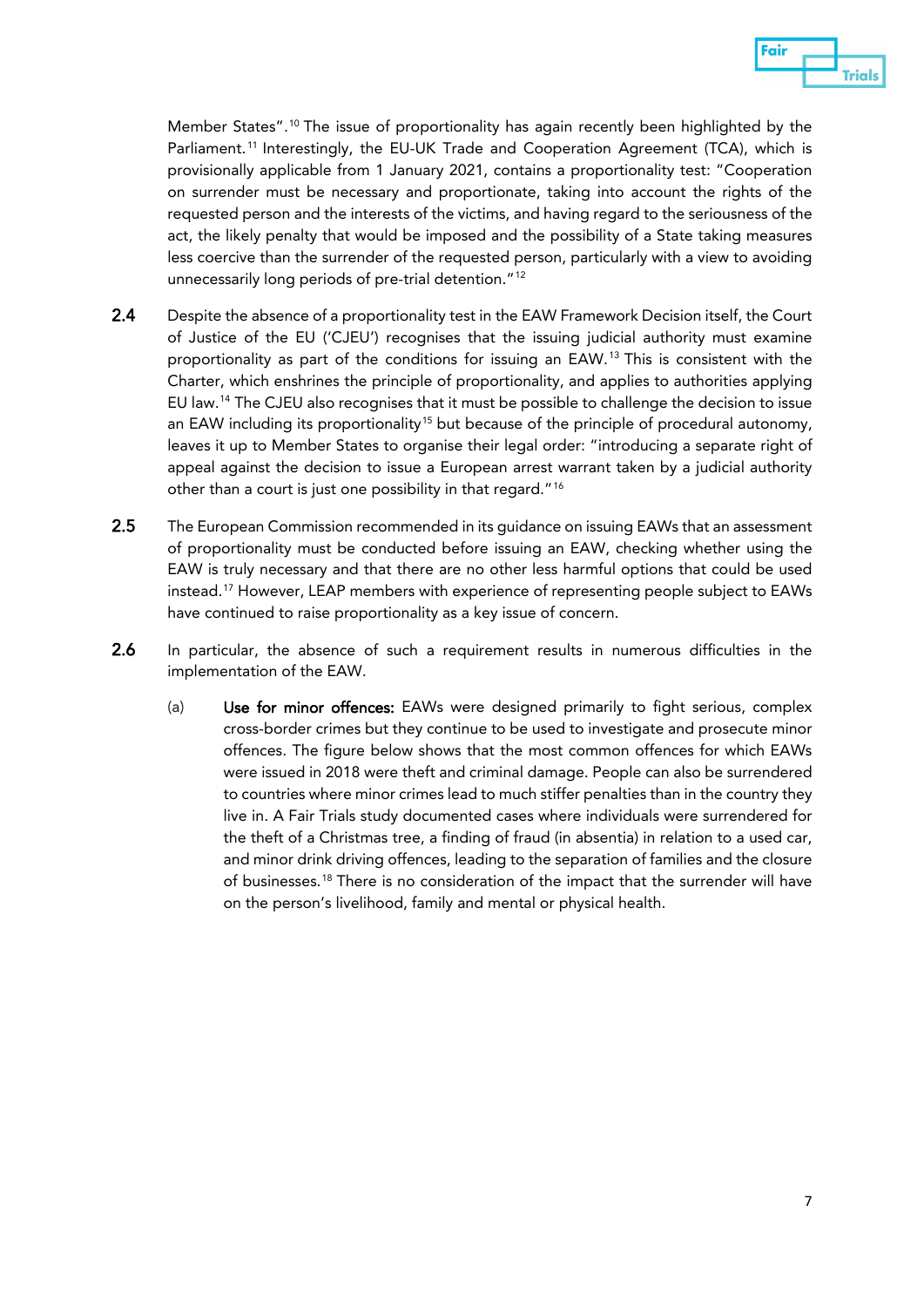Member States".[10] The issue of proportionality has again recently been highlighted by the Parliament.[11] Interestingly, the EU-UK Trade and Cooperation Agreement (TCA), which is provisionally applicable from 1 January 2021, contains a proportionality test: "Cooperation on surrender must be necessary and proportionate, taking into account the rights of the requested person and the interests of the victims, and having regard to the seriousness of the act, the likely penalty that would be imposed and the possibility of a State taking measures less coercive than the surrender of the requested person, particularly with a view to avoiding unnecessarily long periods of pre-trial detention."[12]

**2.4** Despite the absence of a proportionality test in the EAW Framework Decision itself, the Court of Justice of the EU ('CJEU') recognises that the issuing judicial authority must examine proportionality as part of the conditions for issuing an EAW.[13] This is consistent with the Charter, which enshrines the principle of proportionality, and applies to authorities applying EU law.[14] The CJEU also recognises that it must be possible to challenge the decision to issue an EAW including its proportionality[15] but because of the principle of procedural autonomy, leaves it up to Member States to organise their legal order: "introducing a separate right of appeal against the decision to issue a European arrest warrant taken by a judicial authority other than a court is just one possibility in that regard."[16]

**2.5** The European Commission recommended in its guidance on issuing EAWs that an assessment of proportionality must be conducted before issuing an EAW, checking whether using the EAW is truly necessary and that there are no other less harmful options that could be used instead.[17] However, LEAP members with experience of representing people subject to EAWs have continued to raise proportionality as a key issue of concern.

**2.6** In particular, the absence of such a requirement results in numerous difficulties in the implementation of the EAW.

(a) **Use for minor offences:** EAWs were designed primarily to fight serious, complex cross-border crimes but they continue to be used to investigate and prosecute minor offences. The figure below shows that the most common offences for which EAWs were issued in 2018 were theft and criminal damage. People can also be surrendered to countries where minor crimes lead to much stiffer penalties than in the country they live in. A Fair Trials study documented cases where individuals were surrendered for the theft of a Christmas tree, a finding of fraud (in absentia) in relation to a used car, and minor drink driving offences, leading to the separation of families and the closure of businesses.[18] There is no consideration of the impact that the surrender will have on the person's livelihood, family and mental or physical health.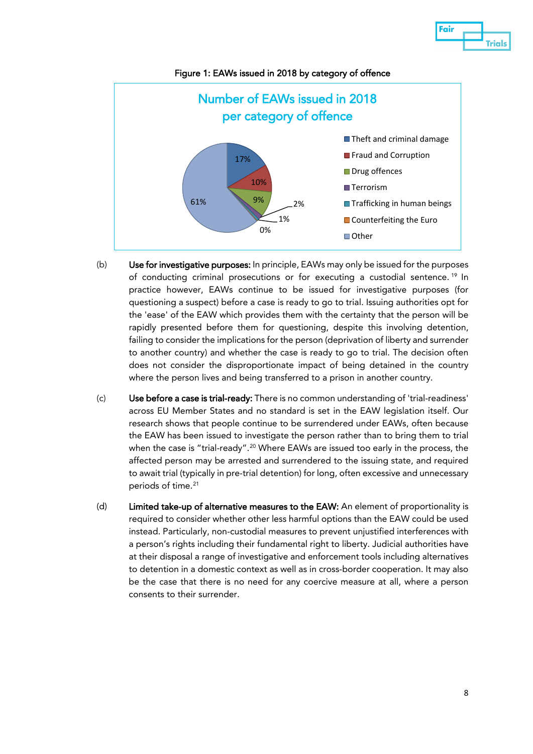Figure 1: EAWs issued in 2018 by category of offence

**Number of EAWs issued in 2018 per category of offence**

| Category of offence | Share |
|---|---|
| Theft and criminal damage | 17% |
| Fraud and Corruption | 10% |
| Drug offences | 9% |
| Terrorism | 2% |
| Trafficking in human beings | 1% |
| Counterfeiting the Euro | 0% |
| Other | 61% |

(b) **Use for investigative purposes:** In principle, EAWs may only be issued for the purposes of conducting criminal prosecutions or for executing a custodial sentence.[19] In practice however, EAWs continue to be issued for investigative purposes (for questioning a suspect) before a case is ready to go to trial. Issuing authorities opt for the 'ease' of the EAW which provides them with the certainty that the person will be rapidly presented before them for questioning, despite this involving detention, failing to consider the implications for the person (deprivation of liberty and surrender to another country) and whether the case is ready to go to trial. The decision often does not consider the disproportionate impact of being detained in the country where the person lives and being transferred to a prison in another country.

(c) **Use before a case is trial-ready:** There is no common understanding of 'trial-readiness' across EU Member States and no standard is set in the EAW legislation itself. Our research shows that people continue to be surrendered under EAWs, often because the EAW has been issued to investigate the person rather than to bring them to trial when the case is "trial-ready".[20] Where EAWs are issued too early in the process, the affected person may be arrested and surrendered to the issuing state, and required to await trial (typically in pre-trial detention) for long, often excessive and unnecessary periods of time.[21]

(d) **Limited take-up of alternative measures to the EAW:** An element of proportionality is required to consider whether other less harmful options than the EAW could be used instead. Particularly, non-custodial measures to prevent unjustified interferences with a person's rights including their fundamental right to liberty. Judicial authorities have at their disposal a range of investigative and enforcement tools including alternatives to detention in a domestic context as well as in cross-border cooperation. It may also be the case that there is no need for any coercive measure at all, where a person consents to their surrender.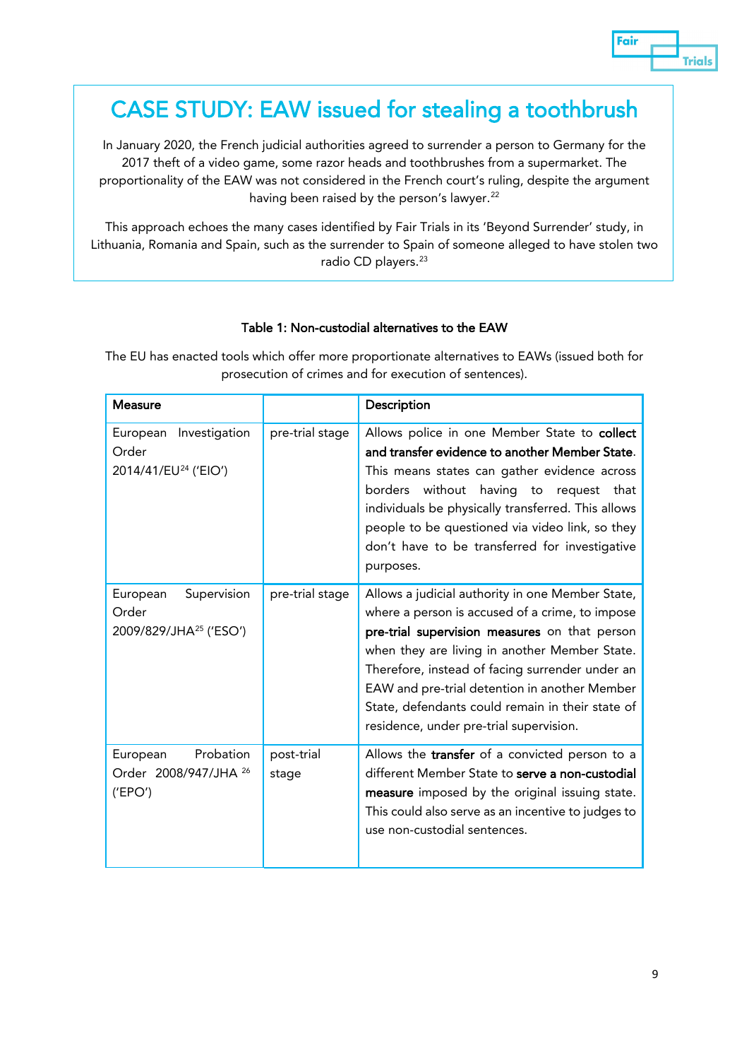## CASE STUDY: EAW issued for stealing a toothbrush

In January 2020, the French judicial authorities agreed to surrender a person to Germany for the 2017 theft of a video game, some razor heads and toothbrushes from a supermarket. The proportionality of the EAW was not considered in the French court's ruling, despite the argument having been raised by the person's lawyer.[22]

This approach echoes the many cases identified by Fair Trials in its 'Beyond Surrender' study, in Lithuania, Romania and Spain, such as the surrender to Spain of someone alleged to have stolen two radio CD players.[23]

**Table 1: Non-custodial alternatives to the EAW**

The EU has enacted tools which offer more proportionate alternatives to EAWs (issued both for prosecution of crimes and for execution of sentences).

| Measure | | Description |
|---|---|---|
| European Investigation Order 2014/41/EU[24] ('EIO') | pre-trial stage | Allows police in one Member State to **collect and transfer evidence to another Member State**. This means states can gather evidence across borders without having to request that individuals be physically transferred. This allows people to be questioned via video link, so they don't have to be transferred for investigative purposes. |
| European Supervision Order 2009/829/JHA[25] ('ESO') | pre-trial stage | Allows a judicial authority in one Member State, where a person is accused of a crime, to impose **pre-trial supervision measures** on that person when they are living in another Member State. Therefore, instead of facing surrender under an EAW and pre-trial detention in another Member State, defendants could remain in their state of residence, under pre-trial supervision. |
| European Probation Order 2008/947/JHA [26] ('EPO') | post-trial stage | Allows the **transfer** of a convicted person to a different Member State to **serve a non-custodial measure** imposed by the original issuing state. This could also serve as an incentive to judges to use non-custodial sentences. |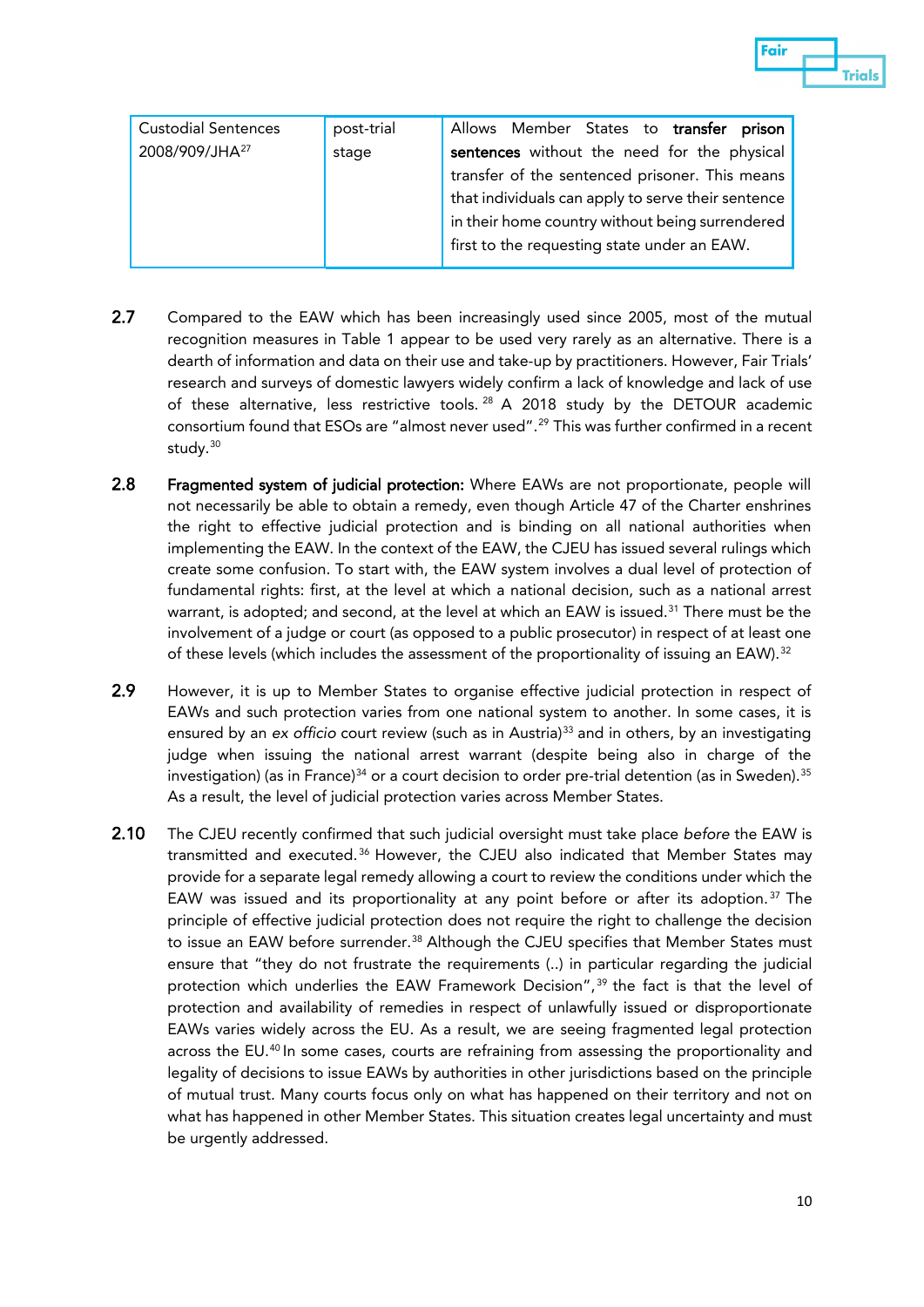| Custodial Sentences 2008/909/JHA[27] | post-trial stage | Allows Member States to **transfer prison sentences** without the need for the physical transfer of the sentenced prisoner. This means that individuals can apply to serve their sentence in their home country without being surrendered first to the requesting state under an EAW. |
|---|---|---|

**2.7** Compared to the EAW which has been increasingly used since 2005, most of the mutual recognition measures in Table 1 appear to be used very rarely as an alternative. There is a dearth of information and data on their use and take-up by practitioners. However, Fair Trials' research and surveys of domestic lawyers widely confirm a lack of knowledge and lack of use of these alternative, less restrictive tools.[28] A 2018 study by the DETOUR academic consortium found that ESOs are "almost never used".[29] This was further confirmed in a recent study.[30]

**2.8** **Fragmented system of judicial protection:** Where EAWs are not proportionate, people will not necessarily be able to obtain a remedy, even though Article 47 of the Charter enshrines the right to effective judicial protection and is binding on all national authorities when implementing the EAW. In the context of the EAW, the CJEU has issued several rulings which create some confusion. To start with, the EAW system involves a dual level of protection of fundamental rights: first, at the level at which a national decision, such as a national arrest warrant, is adopted; and second, at the level at which an EAW is issued.[31] There must be the involvement of a judge or court (as opposed to a public prosecutor) in respect of at least one of these levels (which includes the assessment of the proportionality of issuing an EAW).[32]

**2.9** However, it is up to Member States to organise effective judicial protection in respect of EAWs and such protection varies from one national system to another. In some cases, it is ensured by an *ex officio* court review (such as in Austria)[33] and in others, by an investigating judge when issuing the national arrest warrant (despite being also in charge of the investigation) (as in France)[34] or a court decision to order pre-trial detention (as in Sweden).[35] As a result, the level of judicial protection varies across Member States.

**2.10** The CJEU recently confirmed that such judicial oversight must take place *before* the EAW is transmitted and executed.[36] However, the CJEU also indicated that Member States may provide for a separate legal remedy allowing a court to review the conditions under which the EAW was issued and its proportionality at any point before or after its adoption.[37] The principle of effective judicial protection does not require the right to challenge the decision to issue an EAW before surrender.[38] Although the CJEU specifies that Member States must ensure that "they do not frustrate the requirements (..) in particular regarding the judicial protection which underlies the EAW Framework Decision",[39] the fact is that the level of protection and availability of remedies in respect of unlawfully issued or disproportionate EAWs varies widely across the EU. As a result, we are seeing fragmented legal protection across the EU.[40] In some cases, courts are refraining from assessing the proportionality and legality of decisions to issue EAWs by authorities in other jurisdictions based on the principle of mutual trust. Many courts focus only on what has happened on their territory and not on what has happened in other Member States. This situation creates legal uncertainty and must be urgently addressed.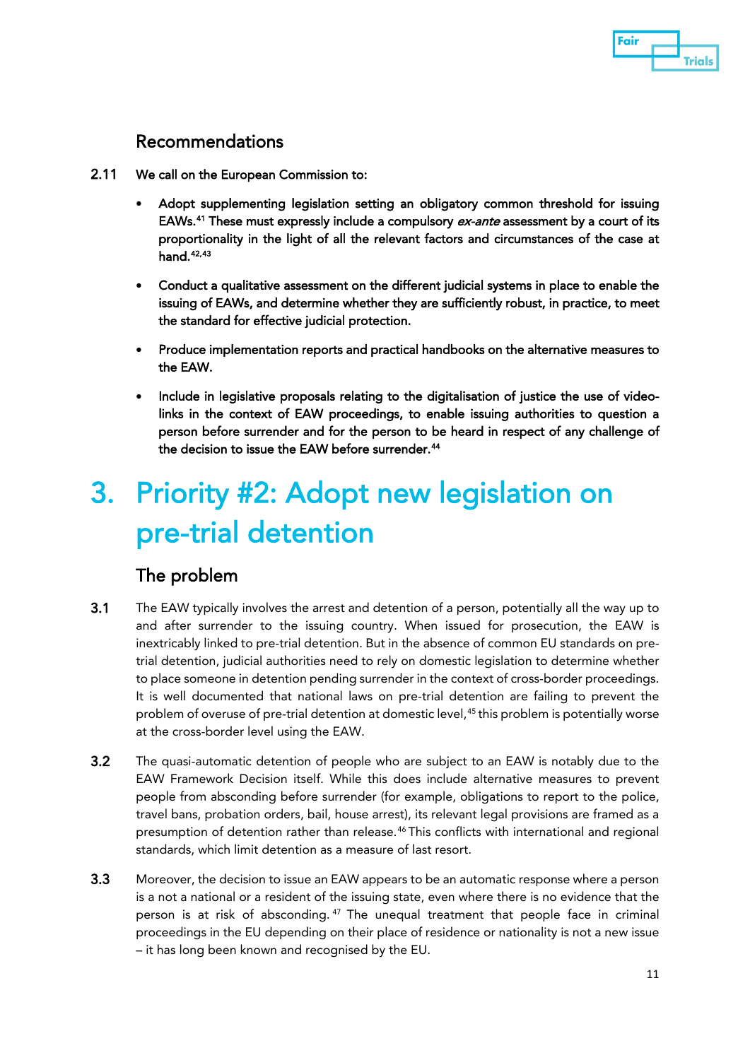## Recommendations

**2.11** **We call on the European Commission to:**

- **Adopt supplementing legislation setting an obligatory common threshold for issuing EAWs.**[41] **These must expressly include a compulsory *ex-ante* assessment by a court of its proportionality in the light of all the relevant factors and circumstances of the case at hand.**[42,43]

- **Conduct a qualitative assessment on the different judicial systems in place to enable the issuing of EAWs, and determine whether they are sufficiently robust, in practice, to meet the standard for effective judicial protection.**

- **Produce implementation reports and practical handbooks on the alternative measures to the EAW.**

- **Include in legislative proposals relating to the digitalisation of justice the use of video-links in the context of EAW proceedings, to enable issuing authorities to question a person before surrender and for the person to be heard in respect of any challenge of the decision to issue the EAW before surrender.**[44]

# 3. Priority #2: Adopt new legislation on pre-trial detention

## The problem

**3.1** The EAW typically involves the arrest and detention of a person, potentially all the way up to and after surrender to the issuing country. When issued for prosecution, the EAW is inextricably linked to pre-trial detention. But in the absence of common EU standards on pre-trial detention, judicial authorities need to rely on domestic legislation to determine whether to place someone in detention pending surrender in the context of cross-border proceedings. It is well documented that national laws on pre-trial detention are failing to prevent the problem of overuse of pre-trial detention at domestic level,[45] this problem is potentially worse at the cross-border level using the EAW.

**3.2** The quasi-automatic detention of people who are subject to an EAW is notably due to the EAW Framework Decision itself. While this does include alternative measures to prevent people from absconding before surrender (for example, obligations to report to the police, travel bans, probation orders, bail, house arrest), its relevant legal provisions are framed as a presumption of detention rather than release.[46] This conflicts with international and regional standards, which limit detention as a measure of last resort.

**3.3** Moreover, the decision to issue an EAW appears to be an automatic response where a person is a not a national or a resident of the issuing state, even where there is no evidence that the person is at risk of absconding.[47] The unequal treatment that people face in criminal proceedings in the EU depending on their place of residence or nationality is not a new issue – it has long been known and recognised by the EU.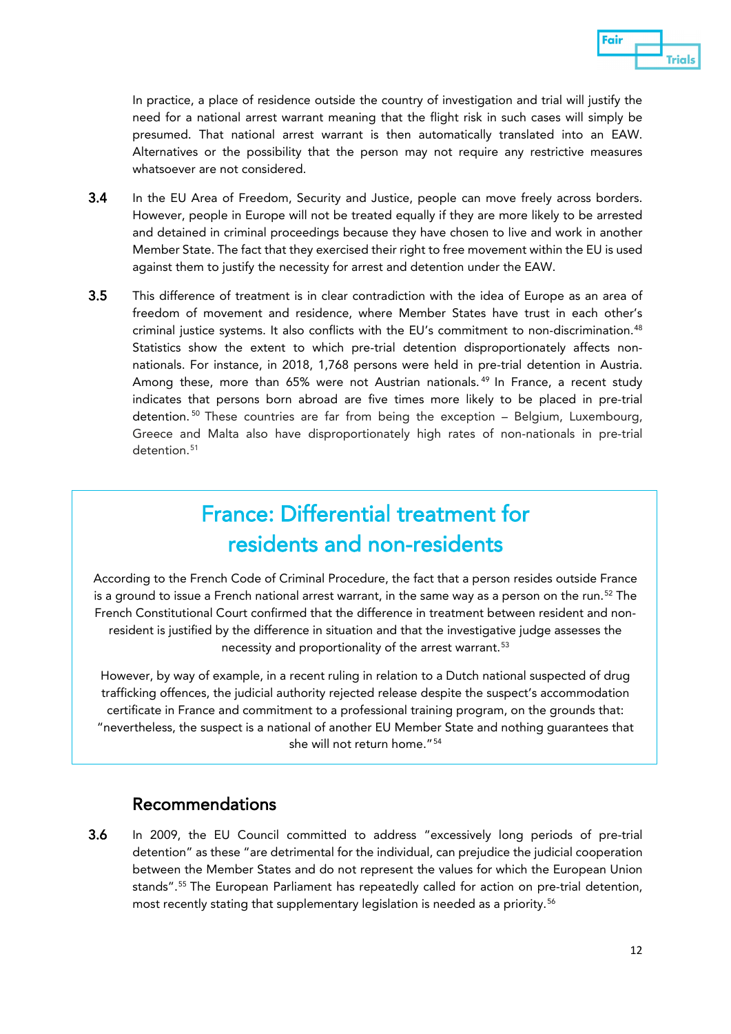In practice, a place of residence outside the country of investigation and trial will justify the need for a national arrest warrant meaning that the flight risk in such cases will simply be presumed. That national arrest warrant is then automatically translated into an EAW. Alternatives or the possibility that the person may not require any restrictive measures whatsoever are not considered.

**3.4** In the EU Area of Freedom, Security and Justice, people can move freely across borders. However, people in Europe will not be treated equally if they are more likely to be arrested and detained in criminal proceedings because they have chosen to live and work in another Member State. The fact that they exercised their right to free movement within the EU is used against them to justify the necessity for arrest and detention under the EAW.

**3.5** This difference of treatment is in clear contradiction with the idea of Europe as an area of freedom of movement and residence, where Member States have trust in each other's criminal justice systems. It also conflicts with the EU's commitment to non-discrimination.[48] Statistics show the extent to which pre-trial detention disproportionately affects non-nationals. For instance, in 2018, 1,768 persons were held in pre-trial detention in Austria. Among these, more than 65% were not Austrian nationals.[49] In France, a recent study indicates that persons born abroad are five times more likely to be placed in pre-trial detention.[50] These countries are far from being the exception – Belgium, Luxembourg, Greece and Malta also have disproportionately high rates of non-nationals in pre-trial detention.[51]

## France: Differential treatment for residents and non-residents

According to the French Code of Criminal Procedure, the fact that a person resides outside France is a ground to issue a French national arrest warrant, in the same way as a person on the run.[52] The French Constitutional Court confirmed that the difference in treatment between resident and non-resident is justified by the difference in situation and that the investigative judge assesses the necessity and proportionality of the arrest warrant.[53]

However, by way of example, in a recent ruling in relation to a Dutch national suspected of drug trafficking offences, the judicial authority rejected release despite the suspect's accommodation certificate in France and commitment to a professional training program, on the grounds that: "nevertheless, the suspect is a national of another EU Member State and nothing guarantees that she will not return home."[54]

## Recommendations

**3.6** In 2009, the EU Council committed to address "excessively long periods of pre-trial detention" as these "are detrimental for the individual, can prejudice the judicial cooperation between the Member States and do not represent the values for which the European Union stands".[55] The European Parliament has repeatedly called for action on pre-trial detention, most recently stating that supplementary legislation is needed as a priority.[56]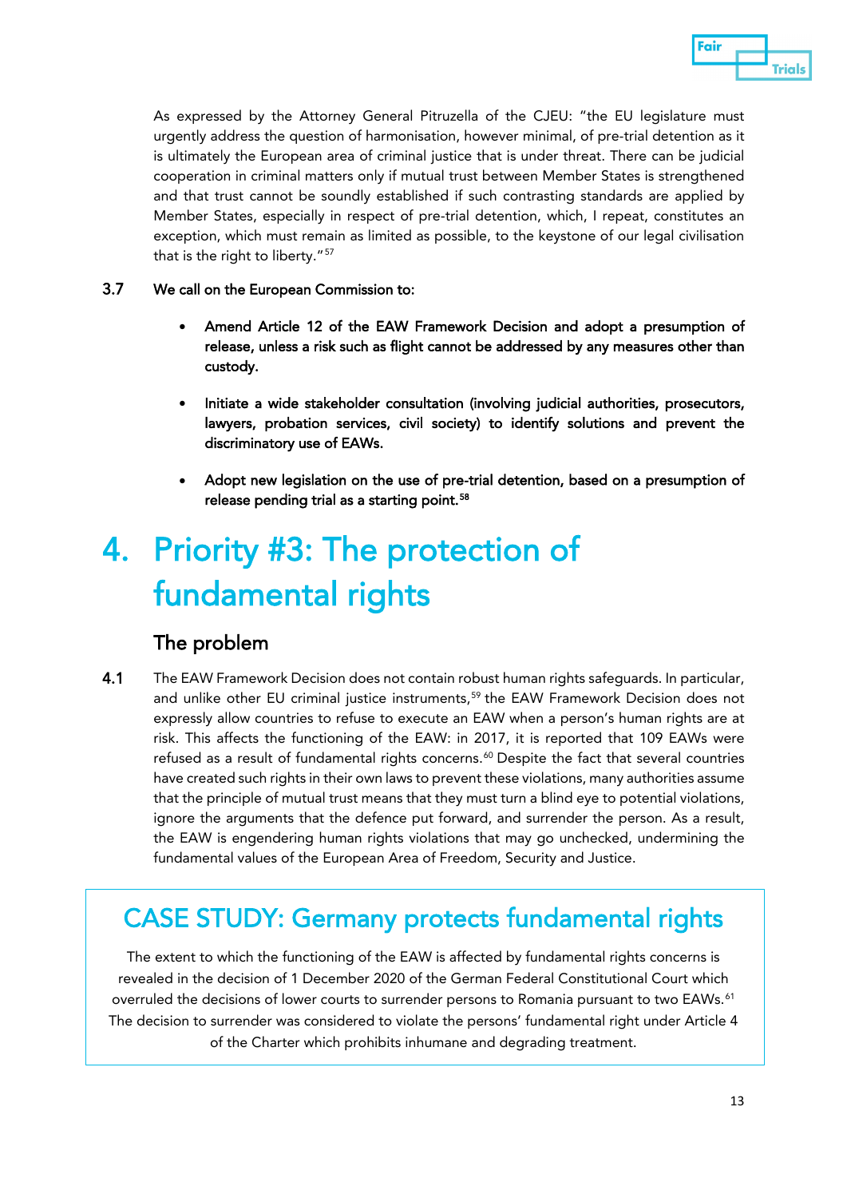As expressed by the Attorney General Pitruzella of the CJEU: "the EU legislature must urgently address the question of harmonisation, however minimal, of pre-trial detention as it is ultimately the European area of criminal justice that is under threat. There can be judicial cooperation in criminal matters only if mutual trust between Member States is strengthened and that trust cannot be soundly established if such contrasting standards are applied by Member States, especially in respect of pre-trial detention, which, I repeat, constitutes an exception, which must remain as limited as possible, to the keystone of our legal civilisation that is the right to liberty."[57]

**3.7 We call on the European Commission to:**

- **Amend Article 12 of the EAW Framework Decision and adopt a presumption of release, unless a risk such as flight cannot be addressed by any measures other than custody.**
- **Initiate a wide stakeholder consultation (involving judicial authorities, prosecutors, lawyers, probation services, civil society) to identify solutions and prevent the discriminatory use of EAWs.**
- **Adopt new legislation on the use of pre-trial detention, based on a presumption of release pending trial as a starting point.**[58]

# 4. Priority #3: The protection of fundamental rights

## The problem

**4.1** The EAW Framework Decision does not contain robust human rights safeguards. In particular, and unlike other EU criminal justice instruments,[59] the EAW Framework Decision does not expressly allow countries to refuse to execute an EAW when a person's human rights are at risk. This affects the functioning of the EAW: in 2017, it is reported that 109 EAWs were refused as a result of fundamental rights concerns.[60] Despite the fact that several countries have created such rights in their own laws to prevent these violations, many authorities assume that the principle of mutual trust means that they must turn a blind eye to potential violations, ignore the arguments that the defence put forward, and surrender the person. As a result, the EAW is engendering human rights violations that may go unchecked, undermining the fundamental values of the European Area of Freedom, Security and Justice.

## CASE STUDY: Germany protects fundamental rights

The extent to which the functioning of the EAW is affected by fundamental rights concerns is revealed in the decision of 1 December 2020 of the German Federal Constitutional Court which overruled the decisions of lower courts to surrender persons to Romania pursuant to two EAWs.[61] The decision to surrender was considered to violate the persons' fundamental right under Article 4 of the Charter which prohibits inhumane and degrading treatment.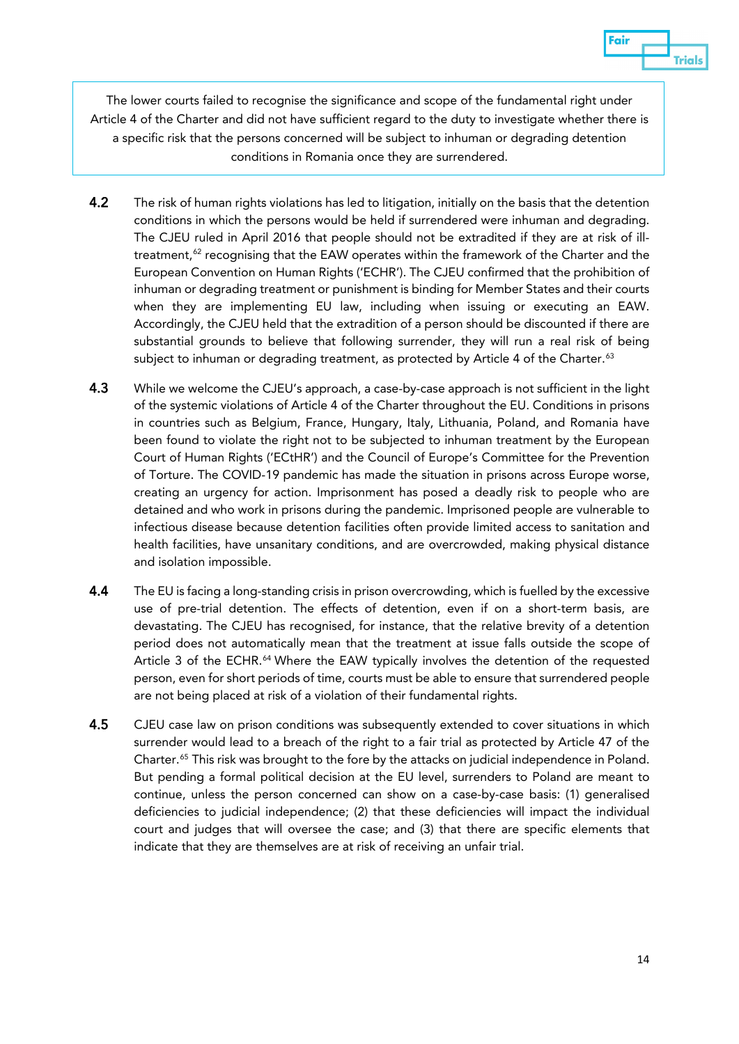> The lower courts failed to recognise the significance and scope of the fundamental right under Article 4 of the Charter and did not have sufficient regard to the duty to investigate whether there is a specific risk that the persons concerned will be subject to inhuman or degrading detention conditions in Romania once they are surrendered.

**4.2** The risk of human rights violations has led to litigation, initially on the basis that the detention conditions in which the persons would be held if surrendered were inhuman and degrading. The CJEU ruled in April 2016 that people should not be extradited if they are at risk of ill-treatment,[62] recognising that the EAW operates within the framework of the Charter and the European Convention on Human Rights ('ECHR'). The CJEU confirmed that the prohibition of inhuman or degrading treatment or punishment is binding for Member States and their courts when they are implementing EU law, including when issuing or executing an EAW. Accordingly, the CJEU held that the extradition of a person should be discounted if there are substantial grounds to believe that following surrender, they will run a real risk of being subject to inhuman or degrading treatment, as protected by Article 4 of the Charter.[63]

**4.3** While we welcome the CJEU's approach, a case-by-case approach is not sufficient in the light of the systemic violations of Article 4 of the Charter throughout the EU. Conditions in prisons in countries such as Belgium, France, Hungary, Italy, Lithuania, Poland, and Romania have been found to violate the right not to be subjected to inhuman treatment by the European Court of Human Rights ('ECtHR') and the Council of Europe's Committee for the Prevention of Torture. The COVID-19 pandemic has made the situation in prisons across Europe worse, creating an urgency for action. Imprisonment has posed a deadly risk to people who are detained and who work in prisons during the pandemic. Imprisoned people are vulnerable to infectious disease because detention facilities often provide limited access to sanitation and health facilities, have unsanitary conditions, and are overcrowded, making physical distance and isolation impossible.

**4.4** The EU is facing a long-standing crisis in prison overcrowding, which is fuelled by the excessive use of pre-trial detention. The effects of detention, even if on a short-term basis, are devastating. The CJEU has recognised, for instance, that the relative brevity of a detention period does not automatically mean that the treatment at issue falls outside the scope of Article 3 of the ECHR.[64] Where the EAW typically involves the detention of the requested person, even for short periods of time, courts must be able to ensure that surrendered people are not being placed at risk of a violation of their fundamental rights.

**4.5** CJEU case law on prison conditions was subsequently extended to cover situations in which surrender would lead to a breach of the right to a fair trial as protected by Article 47 of the Charter.[65] This risk was brought to the fore by the attacks on judicial independence in Poland. But pending a formal political decision at the EU level, surrenders to Poland are meant to continue, unless the person concerned can show on a case-by-case basis: (1) generalised deficiencies to judicial independence; (2) that these deficiencies will impact the individual court and judges that will oversee the case; and (3) that there are specific elements that indicate that they are themselves are at risk of receiving an unfair trial.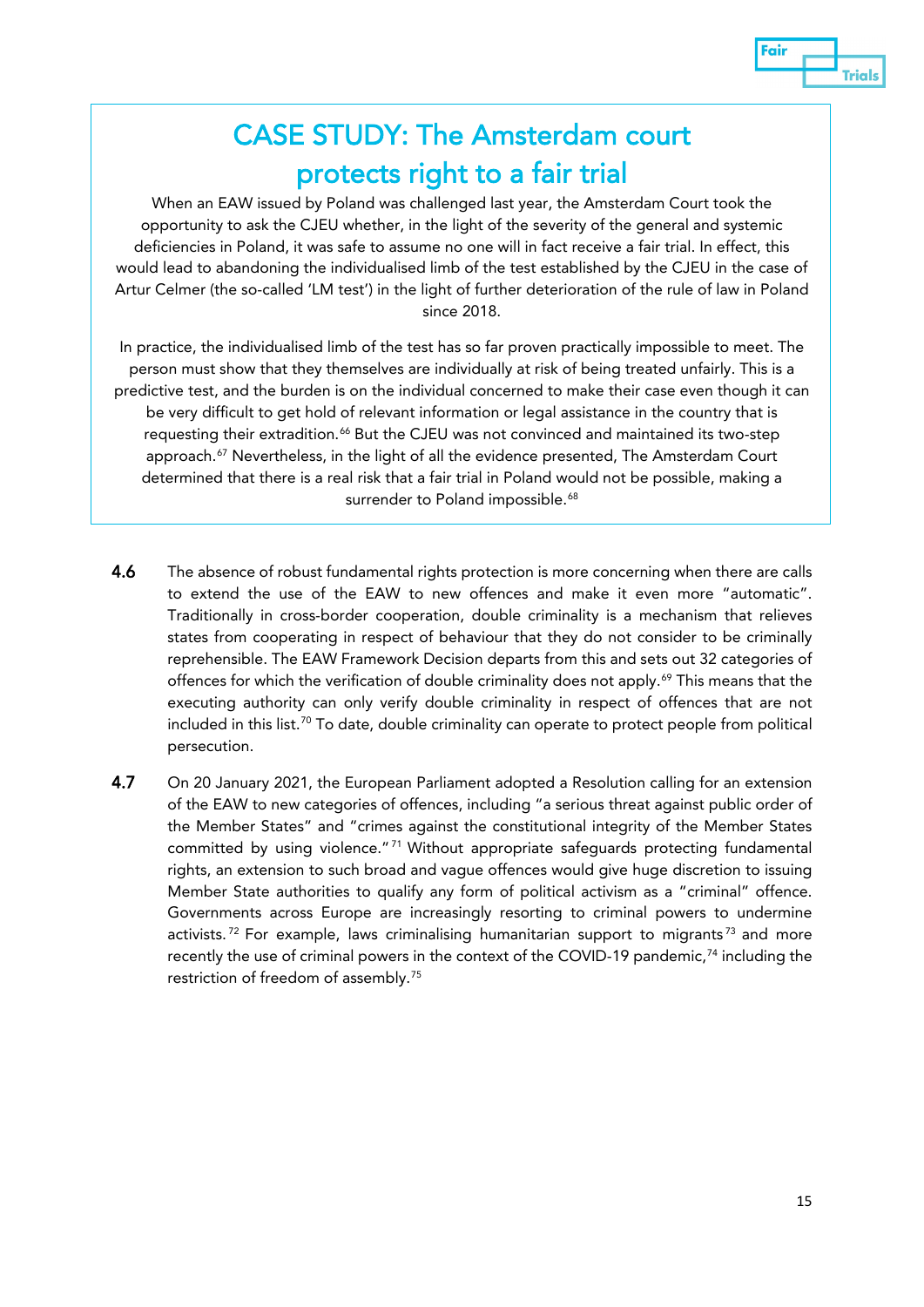## CASE STUDY: The Amsterdam court protects right to a fair trial

When an EAW issued by Poland was challenged last year, the Amsterdam Court took the opportunity to ask the CJEU whether, in the light of the severity of the general and systemic deficiencies in Poland, it was safe to assume no one will in fact receive a fair trial. In effect, this would lead to abandoning the individualised limb of the test established by the CJEU in the case of Artur Celmer (the so-called 'LM test') in the light of further deterioration of the rule of law in Poland since 2018.

In practice, the individualised limb of the test has so far proven practically impossible to meet. The person must show that they themselves are individually at risk of being treated unfairly. This is a predictive test, and the burden is on the individual concerned to make their case even though it can be very difficult to get hold of relevant information or legal assistance in the country that is requesting their extradition.[66] But the CJEU was not convinced and maintained its two-step approach.[67] Nevertheless, in the light of all the evidence presented, The Amsterdam Court determined that there is a real risk that a fair trial in Poland would not be possible, making a surrender to Poland impossible.[68]

**4.6** The absence of robust fundamental rights protection is more concerning when there are calls to extend the use of the EAW to new offences and make it even more "automatic". Traditionally in cross-border cooperation, double criminality is a mechanism that relieves states from cooperating in respect of behaviour that they do not consider to be criminally reprehensible. The EAW Framework Decision departs from this and sets out 32 categories of offences for which the verification of double criminality does not apply.[69] This means that the executing authority can only verify double criminality in respect of offences that are not included in this list.[70] To date, double criminality can operate to protect people from political persecution.

**4.7** On 20 January 2021, the European Parliament adopted a Resolution calling for an extension of the EAW to new categories of offences, including "a serious threat against public order of the Member States" and "crimes against the constitutional integrity of the Member States committed by using violence."[71] Without appropriate safeguards protecting fundamental rights, an extension to such broad and vague offences would give huge discretion to issuing Member State authorities to qualify any form of political activism as a "criminal" offence. Governments across Europe are increasingly resorting to criminal powers to undermine activists.[72] For example, laws criminalising humanitarian support to migrants[73] and more recently the use of criminal powers in the context of the COVID-19 pandemic,[74] including the restriction of freedom of assembly.[75]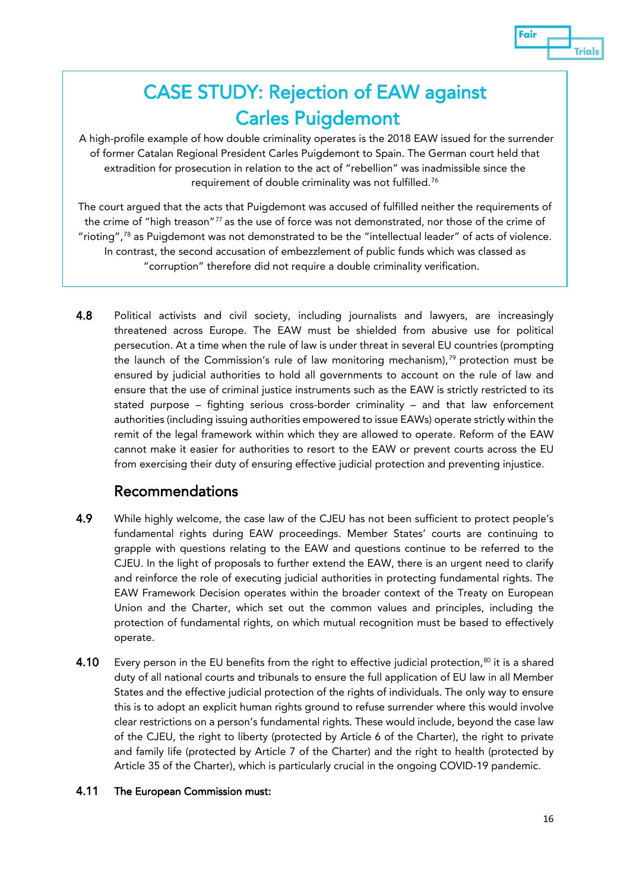## CASE STUDY: Rejection of EAW against Carles Puigdemont

A high-profile example of how double criminality operates is the 2018 EAW issued for the surrender of former Catalan Regional President Carles Puigdemont to Spain. The German court held that extradition for prosecution in relation to the act of "rebellion" was inadmissible since the requirement of double criminality was not fulfilled.[76]

The court argued that the acts that Puigdemont was accused of fulfilled neither the requirements of the crime of "high treason"[77] as the use of force was not demonstrated, nor those of the crime of "rioting",[78] as Puigdemont was not demonstrated to be the "intellectual leader" of acts of violence. In contrast, the second accusation of embezzlement of public funds which was classed as "corruption" therefore did not require a double criminality verification.

**4.8** Political activists and civil society, including journalists and lawyers, are increasingly threatened across Europe. The EAW must be shielded from abusive use for political persecution. At a time when the rule of law is under threat in several EU countries (prompting the launch of the Commission's rule of law monitoring mechanism),[79] protection must be ensured by judicial authorities to hold all governments to account on the rule of law and ensure that the use of criminal justice instruments such as the EAW is strictly restricted to its stated purpose – fighting serious cross-border criminality – and that law enforcement authorities (including issuing authorities empowered to issue EAWs) operate strictly within the remit of the legal framework within which they are allowed to operate. Reform of the EAW cannot make it easier for authorities to resort to the EAW or prevent courts across the EU from exercising their duty of ensuring effective judicial protection and preventing injustice.

## Recommendations

**4.9** While highly welcome, the case law of the CJEU has not been sufficient to protect people's fundamental rights during EAW proceedings. Member States' courts are continuing to grapple with questions relating to the EAW and questions continue to be referred to the CJEU. In the light of proposals to further extend the EAW, there is an urgent need to clarify and reinforce the role of executing judicial authorities in protecting fundamental rights. The EAW Framework Decision operates within the broader context of the Treaty on European Union and the Charter, which set out the common values and principles, including the protection of fundamental rights, on which mutual recognition must be based to effectively operate.

**4.10** Every person in the EU benefits from the right to effective judicial protection,[80] it is a shared duty of all national courts and tribunals to ensure the full application of EU law in all Member States and the effective judicial protection of the rights of individuals. The only way to ensure this is to adopt an explicit human rights ground to refuse surrender where this would involve clear restrictions on a person's fundamental rights. These would include, beyond the case law of the CJEU, the right to liberty (protected by Article 6 of the Charter), the right to private and family life (protected by Article 7 of the Charter) and the right to health (protected by Article 35 of the Charter), which is particularly crucial in the ongoing COVID-19 pandemic.

**4.11 The European Commission must:**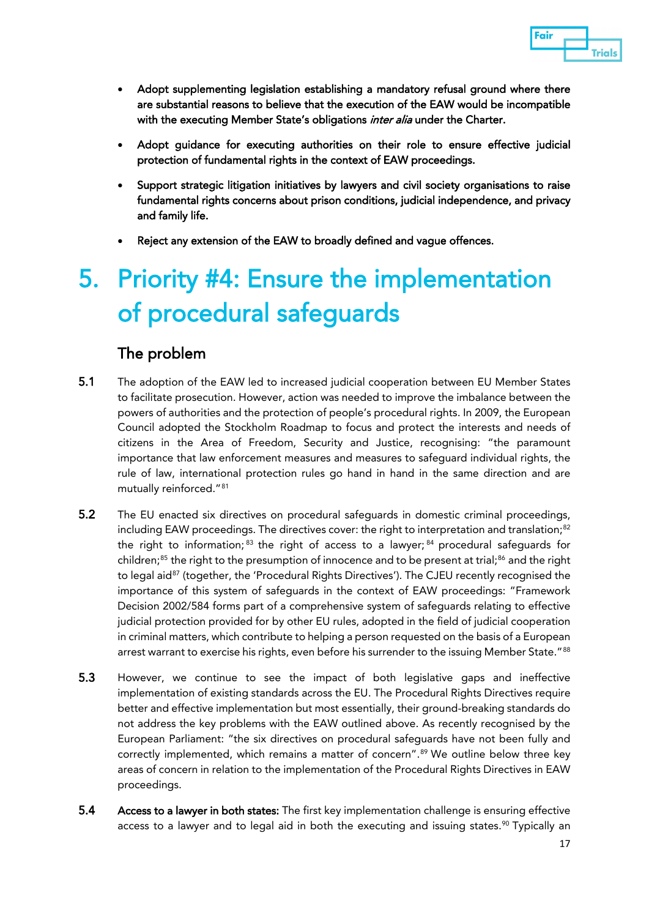- **Adopt supplementing legislation establishing a mandatory refusal ground where there are substantial reasons to believe that the execution of the EAW would be incompatible with the executing Member State's obligations *inter alia* under the Charter.**

- **Adopt guidance for executing authorities on their role to ensure effective judicial protection of fundamental rights in the context of EAW proceedings.**

- **Support strategic litigation initiatives by lawyers and civil society organisations to raise fundamental rights concerns about prison conditions, judicial independence, and privacy and family life.**

- **Reject any extension of the EAW to broadly defined and vague offences.**

# 5. Priority #4: Ensure the implementation of procedural safeguards

## The problem

**5.1** The adoption of the EAW led to increased judicial cooperation between EU Member States to facilitate prosecution. However, action was needed to improve the imbalance between the powers of authorities and the protection of people's procedural rights. In 2009, the European Council adopted the Stockholm Roadmap to focus and protect the interests and needs of citizens in the Area of Freedom, Security and Justice, recognising: "the paramount importance that law enforcement measures and measures to safeguard individual rights, the rule of law, international protection rules go hand in hand in the same direction and are mutually reinforced."[81]

**5.2** The EU enacted six directives on procedural safeguards in domestic criminal proceedings, including EAW proceedings. The directives cover: the right to interpretation and translation;[82] the right to information;[83] the right of access to a lawyer;[84] procedural safeguards for children;[85] the right to the presumption of innocence and to be present at trial;[86] and the right to legal aid[87] (together, the 'Procedural Rights Directives'). The CJEU recently recognised the importance of this system of safeguards in the context of EAW proceedings: "Framework Decision 2002/584 forms part of a comprehensive system of safeguards relating to effective judicial protection provided for by other EU rules, adopted in the field of judicial cooperation in criminal matters, which contribute to helping a person requested on the basis of a European arrest warrant to exercise his rights, even before his surrender to the issuing Member State."[88]

**5.3** However, we continue to see the impact of both legislative gaps and ineffective implementation of existing standards across the EU. The Procedural Rights Directives require better and effective implementation but most essentially, their ground-breaking standards do not address the key problems with the EAW outlined above. As recently recognised by the European Parliament: "the six directives on procedural safeguards have not been fully and correctly implemented, which remains a matter of concern".[89] We outline below three key areas of concern in relation to the implementation of the Procedural Rights Directives in EAW proceedings.

**5.4** **Access to a lawyer in both states:** The first key implementation challenge is ensuring effective access to a lawyer and to legal aid in both the executing and issuing states.[90] Typically an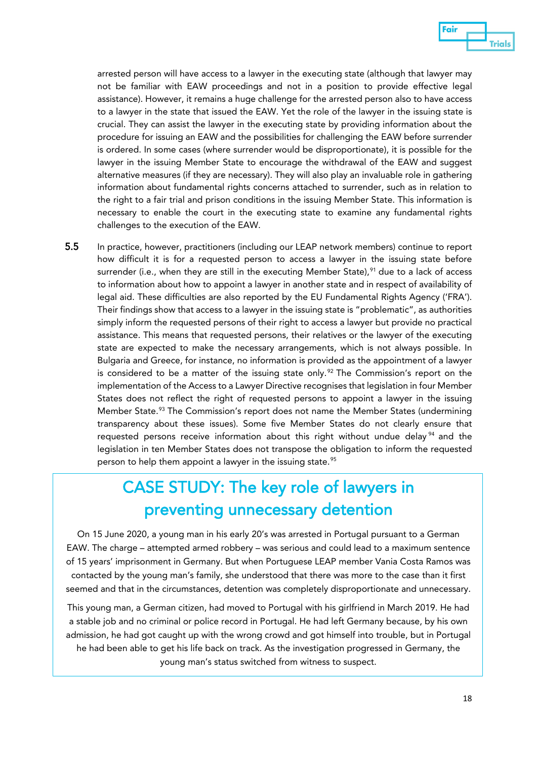arrested person will have access to a lawyer in the executing state (although that lawyer may not be familiar with EAW proceedings and not in a position to provide effective legal assistance). However, it remains a huge challenge for the arrested person also to have access to a lawyer in the state that issued the EAW. Yet the role of the lawyer in the issuing state is crucial. They can assist the lawyer in the executing state by providing information about the procedure for issuing an EAW and the possibilities for challenging the EAW before surrender is ordered. In some cases (where surrender would be disproportionate), it is possible for the lawyer in the issuing Member State to encourage the withdrawal of the EAW and suggest alternative measures (if they are necessary). They will also play an invaluable role in gathering information about fundamental rights concerns attached to surrender, such as in relation to the right to a fair trial and prison conditions in the issuing Member State. This information is necessary to enable the court in the executing state to examine any fundamental rights challenges to the execution of the EAW.

**5.5** In practice, however, practitioners (including our LEAP network members) continue to report how difficult it is for a requested person to access a lawyer in the issuing state before surrender (i.e., when they are still in the executing Member State),[91] due to a lack of access to information about how to appoint a lawyer in another state and in respect of availability of legal aid. These difficulties are also reported by the EU Fundamental Rights Agency ('FRA'). Their findings show that access to a lawyer in the issuing state is "problematic", as authorities simply inform the requested persons of their right to access a lawyer but provide no practical assistance. This means that requested persons, their relatives or the lawyer of the executing state are expected to make the necessary arrangements, which is not always possible. In Bulgaria and Greece, for instance, no information is provided as the appointment of a lawyer is considered to be a matter of the issuing state only.[92] The Commission's report on the implementation of the Access to a Lawyer Directive recognises that legislation in four Member States does not reflect the right of requested persons to appoint a lawyer in the issuing Member State.[93] The Commission's report does not name the Member States (undermining transparency about these issues). Some five Member States do not clearly ensure that requested persons receive information about this right without undue delay[94] and the legislation in ten Member States does not transpose the obligation to inform the requested person to help them appoint a lawyer in the issuing state.[95]

## CASE STUDY: The key role of lawyers in preventing unnecessary detention

On 15 June 2020, a young man in his early 20's was arrested in Portugal pursuant to a German EAW. The charge – attempted armed robbery – was serious and could lead to a maximum sentence of 15 years' imprisonment in Germany. But when Portuguese LEAP member Vania Costa Ramos was contacted by the young man's family, she understood that there was more to the case than it first seemed and that in the circumstances, detention was completely disproportionate and unnecessary.

This young man, a German citizen, had moved to Portugal with his girlfriend in March 2019. He had a stable job and no criminal or police record in Portugal. He had left Germany because, by his own admission, he had got caught up with the wrong crowd and got himself into trouble, but in Portugal he had been able to get his life back on track. As the investigation progressed in Germany, the young man's status switched from witness to suspect.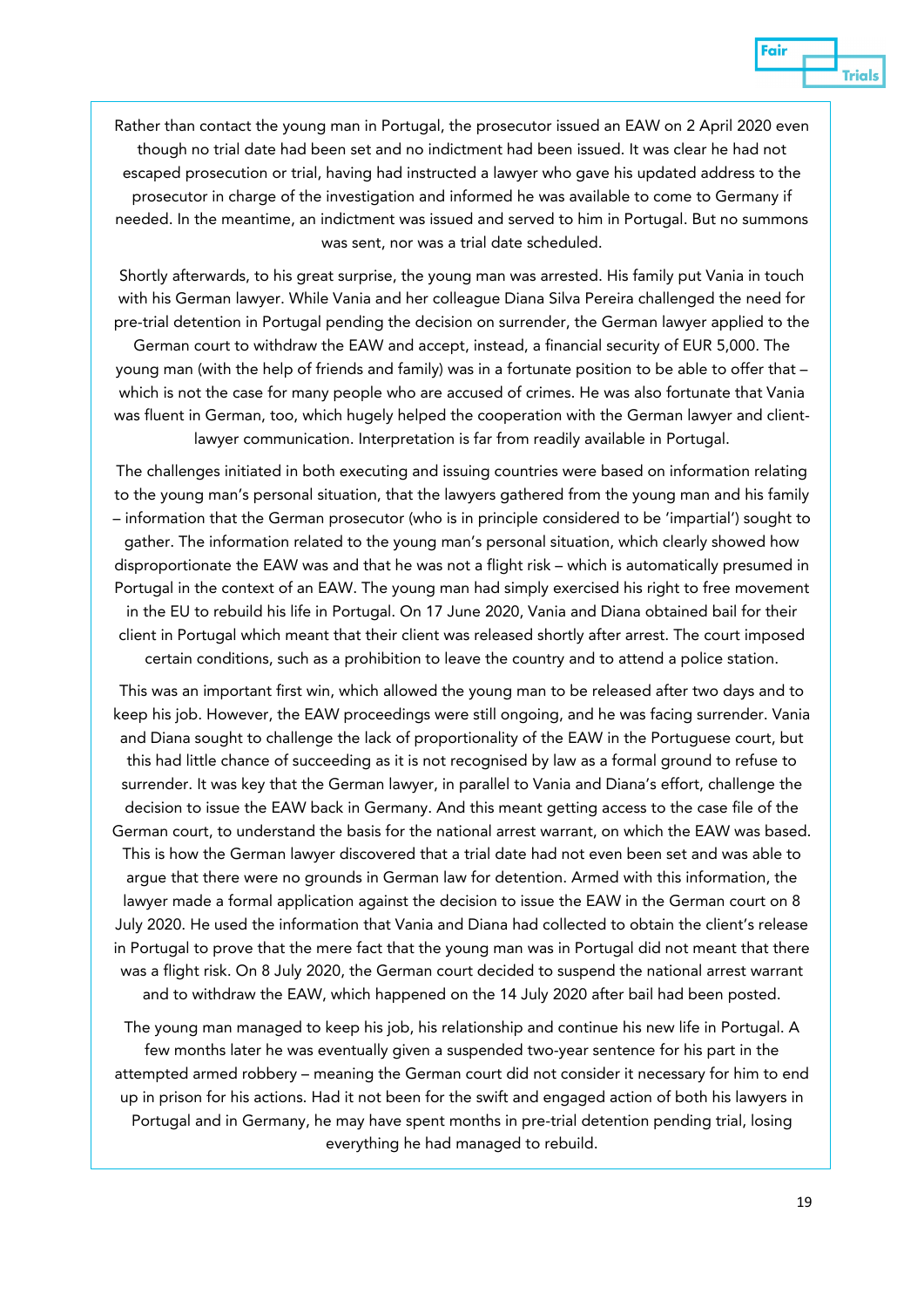Rather than contact the young man in Portugal, the prosecutor issued an EAW on 2 April 2020 even though no trial date had been set and no indictment had been issued. It was clear he had not escaped prosecution or trial, having had instructed a lawyer who gave his updated address to the prosecutor in charge of the investigation and informed he was available to come to Germany if needed. In the meantime, an indictment was issued and served to him in Portugal. But no summons was sent, nor was a trial date scheduled.

Shortly afterwards, to his great surprise, the young man was arrested. His family put Vania in touch with his German lawyer. While Vania and her colleague Diana Silva Pereira challenged the need for pre-trial detention in Portugal pending the decision on surrender, the German lawyer applied to the German court to withdraw the EAW and accept, instead, a financial security of EUR 5,000. The young man (with the help of friends and family) was in a fortunate position to be able to offer that – which is not the case for many people who are accused of crimes. He was also fortunate that Vania was fluent in German, too, which hugely helped the cooperation with the German lawyer and client-lawyer communication. Interpretation is far from readily available in Portugal.

The challenges initiated in both executing and issuing countries were based on information relating to the young man's personal situation, that the lawyers gathered from the young man and his family – information that the German prosecutor (who is in principle considered to be 'impartial') sought to gather. The information related to the young man's personal situation, which clearly showed how disproportionate the EAW was and that he was not a flight risk – which is automatically presumed in Portugal in the context of an EAW. The young man had simply exercised his right to free movement in the EU to rebuild his life in Portugal. On 17 June 2020, Vania and Diana obtained bail for their client in Portugal which meant that their client was released shortly after arrest. The court imposed certain conditions, such as a prohibition to leave the country and to attend a police station.

This was an important first win, which allowed the young man to be released after two days and to keep his job. However, the EAW proceedings were still ongoing, and he was facing surrender. Vania and Diana sought to challenge the lack of proportionality of the EAW in the Portuguese court, but this had little chance of succeeding as it is not recognised by law as a formal ground to refuse to surrender. It was key that the German lawyer, in parallel to Vania and Diana's effort, challenge the decision to issue the EAW back in Germany. And this meant getting access to the case file of the German court, to understand the basis for the national arrest warrant, on which the EAW was based. This is how the German lawyer discovered that a trial date had not even been set and was able to argue that there were no grounds in German law for detention. Armed with this information, the lawyer made a formal application against the decision to issue the EAW in the German court on 8 July 2020. He used the information that Vania and Diana had collected to obtain the client's release in Portugal to prove that the mere fact that the young man was in Portugal did not meant that there was a flight risk. On 8 July 2020, the German court decided to suspend the national arrest warrant and to withdraw the EAW, which happened on the 14 July 2020 after bail had been posted.

The young man managed to keep his job, his relationship and continue his new life in Portugal. A few months later he was eventually given a suspended two-year sentence for his part in the attempted armed robbery – meaning the German court did not consider it necessary for him to end up in prison for his actions. Had it not been for the swift and engaged action of both his lawyers in Portugal and in Germany, he may have spent months in pre-trial detention pending trial, losing everything he had managed to rebuild.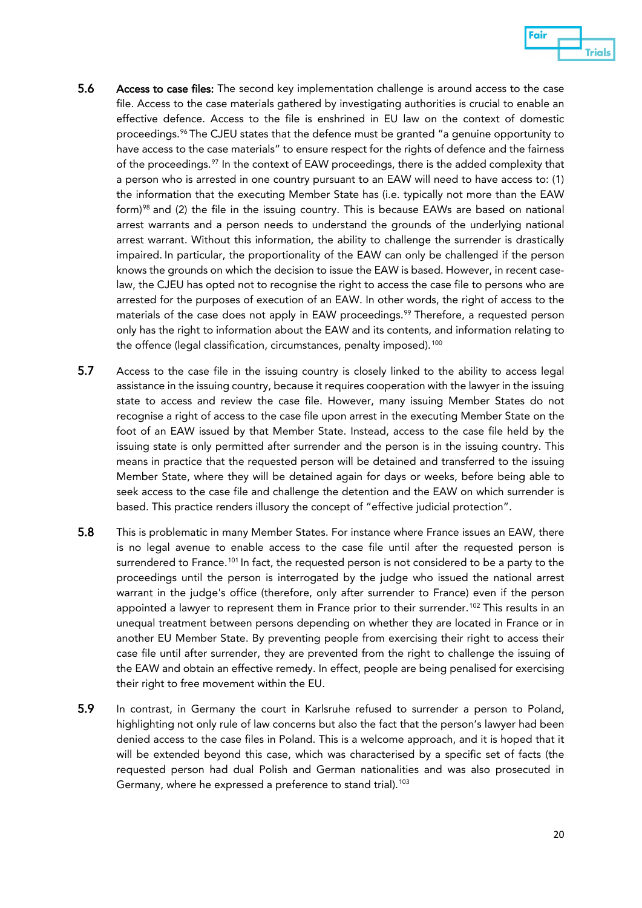**5.6** **Access to case files:** The second key implementation challenge is around access to the case file. Access to the case materials gathered by investigating authorities is crucial to enable an effective defence. Access to the file is enshrined in EU law on the context of domestic proceedings.[96] The CJEU states that the defence must be granted "a genuine opportunity to have access to the case materials" to ensure respect for the rights of defence and the fairness of the proceedings.[97] In the context of EAW proceedings, there is the added complexity that a person who is arrested in one country pursuant to an EAW will need to have access to: (1) the information that the executing Member State has (i.e. typically not more than the EAW form)[98] and (2) the file in the issuing country. This is because EAWs are based on national arrest warrants and a person needs to understand the grounds of the underlying national arrest warrant. Without this information, the ability to challenge the surrender is drastically impaired. In particular, the proportionality of the EAW can only be challenged if the person knows the grounds on which the decision to issue the EAW is based. However, in recent case-law, the CJEU has opted not to recognise the right to access the case file to persons who are arrested for the purposes of execution of an EAW. In other words, the right of access to the materials of the case does not apply in EAW proceedings.[99] Therefore, a requested person only has the right to information about the EAW and its contents, and information relating to the offence (legal classification, circumstances, penalty imposed).[100]

**5.7** Access to the case file in the issuing country is closely linked to the ability to access legal assistance in the issuing country, because it requires cooperation with the lawyer in the issuing state to access and review the case file. However, many issuing Member States do not recognise a right of access to the case file upon arrest in the executing Member State on the foot of an EAW issued by that Member State. Instead, access to the case file held by the issuing state is only permitted after surrender and the person is in the issuing country. This means in practice that the requested person will be detained and transferred to the issuing Member State, where they will be detained again for days or weeks, before being able to seek access to the case file and challenge the detention and the EAW on which surrender is based. This practice renders illusory the concept of "effective judicial protection".

**5.8** This is problematic in many Member States. For instance where France issues an EAW, there is no legal avenue to enable access to the case file until after the requested person is surrendered to France.[101] In fact, the requested person is not considered to be a party to the proceedings until the person is interrogated by the judge who issued the national arrest warrant in the judge's office (therefore, only after surrender to France) even if the person appointed a lawyer to represent them in France prior to their surrender.[102] This results in an unequal treatment between persons depending on whether they are located in France or in another EU Member State. By preventing people from exercising their right to access their case file until after surrender, they are prevented from the right to challenge the issuing of the EAW and obtain an effective remedy. In effect, people are being penalised for exercising their right to free movement within the EU.

**5.9** In contrast, in Germany the court in Karlsruhe refused to surrender a person to Poland, highlighting not only rule of law concerns but also the fact that the person's lawyer had been denied access to the case files in Poland. This is a welcome approach, and it is hoped that it will be extended beyond this case, which was characterised by a specific set of facts (the requested person had dual Polish and German nationalities and was also prosecuted in Germany, where he expressed a preference to stand trial).[103]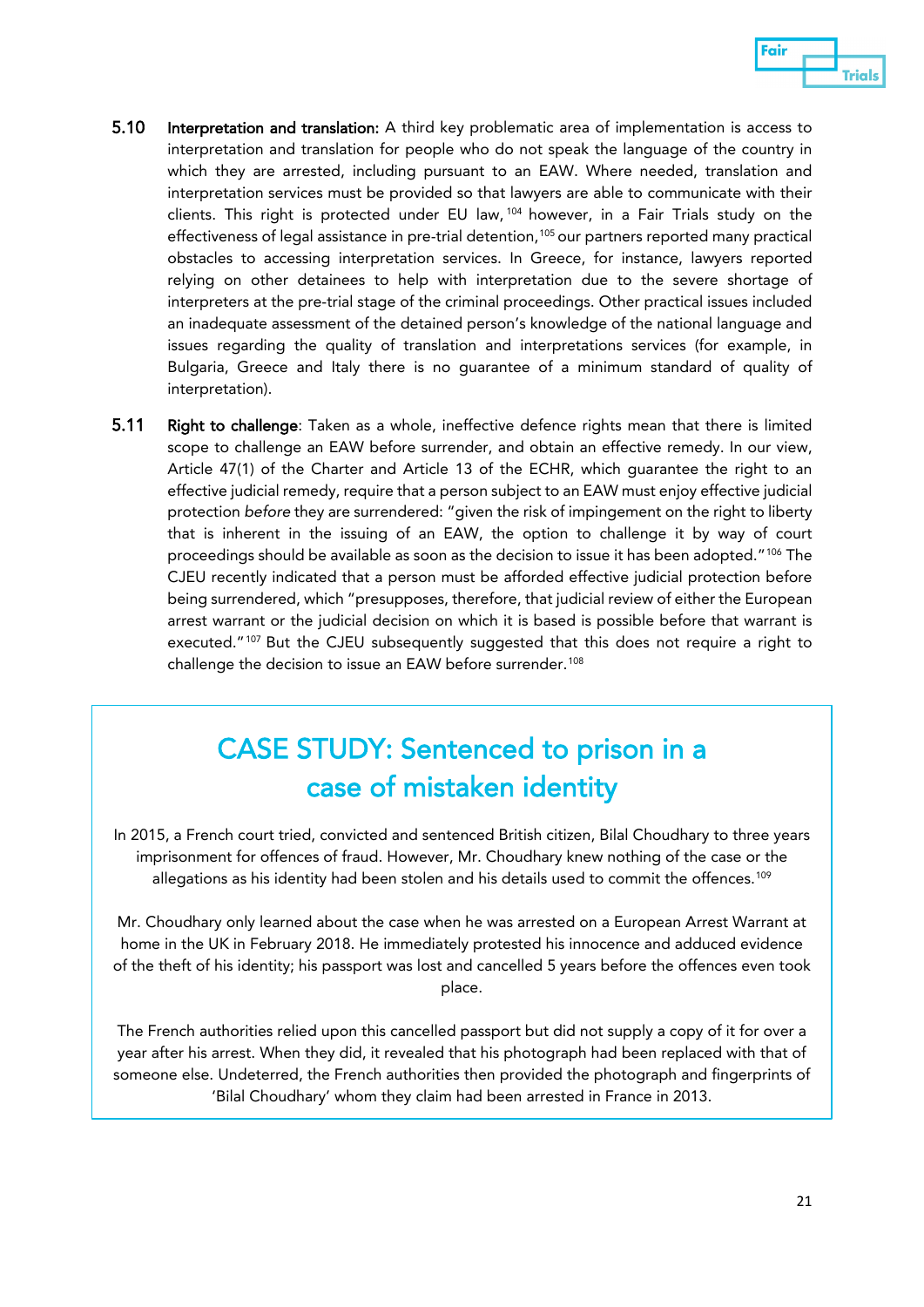5.10 **Interpretation and translation:** A third key problematic area of implementation is access to interpretation and translation for people who do not speak the language of the country in which they are arrested, including pursuant to an EAW. Where needed, translation and interpretation services must be provided so that lawyers are able to communicate with their clients. This right is protected under EU law,[104] however, in a Fair Trials study on the effectiveness of legal assistance in pre-trial detention,[105] our partners reported many practical obstacles to accessing interpretation services. In Greece, for instance, lawyers reported relying on other detainees to help with interpretation due to the severe shortage of interpreters at the pre-trial stage of the criminal proceedings. Other practical issues included an inadequate assessment of the detained person's knowledge of the national language and issues regarding the quality of translation and interpretations services (for example, in Bulgaria, Greece and Italy there is no guarantee of a minimum standard of quality of interpretation).

5.11 **Right to challenge**: Taken as a whole, ineffective defence rights mean that there is limited scope to challenge an EAW before surrender, and obtain an effective remedy. In our view, Article 47(1) of the Charter and Article 13 of the ECHR, which guarantee the right to an effective judicial remedy, require that a person subject to an EAW must enjoy effective judicial protection *before* they are surrendered: "given the risk of impingement on the right to liberty that is inherent in the issuing of an EAW, the option to challenge it by way of court proceedings should be available as soon as the decision to issue it has been adopted."[106] The CJEU recently indicated that a person must be afforded effective judicial protection before being surrendered, which "presupposes, therefore, that judicial review of either the European arrest warrant or the judicial decision on which it is based is possible before that warrant is executed."[107] But the CJEU subsequently suggested that this does not require a right to challenge the decision to issue an EAW before surrender.[108]

## CASE STUDY: Sentenced to prison in a case of mistaken identity

In 2015, a French court tried, convicted and sentenced British citizen, Bilal Choudhary to three years imprisonment for offences of fraud. However, Mr. Choudhary knew nothing of the case or the allegations as his identity had been stolen and his details used to commit the offences.[109]

Mr. Choudhary only learned about the case when he was arrested on a European Arrest Warrant at home in the UK in February 2018. He immediately protested his innocence and adduced evidence of the theft of his identity; his passport was lost and cancelled 5 years before the offences even took place.

The French authorities relied upon this cancelled passport but did not supply a copy of it for over a year after his arrest. When they did, it revealed that his photograph had been replaced with that of someone else. Undeterred, the French authorities then provided the photograph and fingerprints of 'Bilal Choudhary' whom they claim had been arrested in France in 2013.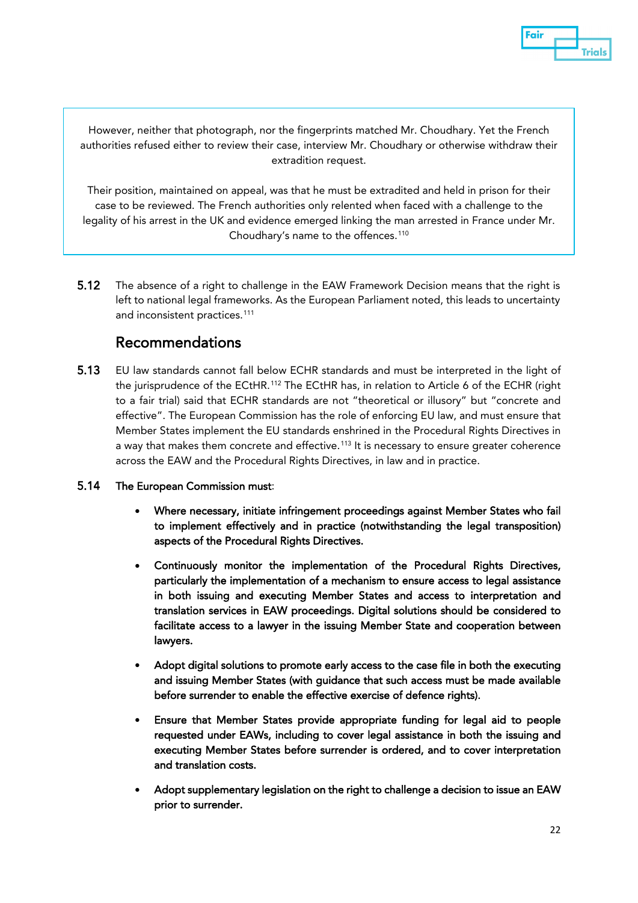However, neither that photograph, nor the fingerprints matched Mr. Choudhary. Yet the French authorities refused either to review their case, interview Mr. Choudhary or otherwise withdraw their extradition request.

Their position, maintained on appeal, was that he must be extradited and held in prison for their case to be reviewed. The French authorities only relented when faced with a challenge to the legality of his arrest in the UK and evidence emerged linking the man arrested in France under Mr. Choudhary's name to the offences.[110]

5.12 The absence of a right to challenge in the EAW Framework Decision means that the right is left to national legal frameworks. As the European Parliament noted, this leads to uncertainty and inconsistent practices.[111]

## Recommendations

5.13 EU law standards cannot fall below ECHR standards and must be interpreted in the light of the jurisprudence of the ECtHR.[112] The ECtHR has, in relation to Article 6 of the ECHR (right to a fair trial) said that ECHR standards are not "theoretical or illusory" but "concrete and effective". The European Commission has the role of enforcing EU law, and must ensure that Member States implement the EU standards enshrined in the Procedural Rights Directives in a way that makes them concrete and effective.[113] It is necessary to ensure greater coherence across the EAW and the Procedural Rights Directives, in law and in practice.

5.14 **The European Commission must**:

- **Where necessary, initiate infringement proceedings against Member States who fail to implement effectively and in practice (notwithstanding the legal transposition) aspects of the Procedural Rights Directives.**
- **Continuously monitor the implementation of the Procedural Rights Directives, particularly the implementation of a mechanism to ensure access to legal assistance in both issuing and executing Member States and access to interpretation and translation services in EAW proceedings. Digital solutions should be considered to facilitate access to a lawyer in the issuing Member State and cooperation between lawyers.**
- **Adopt digital solutions to promote early access to the case file in both the executing and issuing Member States (with guidance that such access must be made available before surrender to enable the effective exercise of defence rights).**
- **Ensure that Member States provide appropriate funding for legal aid to people requested under EAWs, including to cover legal assistance in both the issuing and executing Member States before surrender is ordered, and to cover interpretation and translation costs.**
- **Adopt supplementary legislation on the right to challenge a decision to issue an EAW prior to surrender.**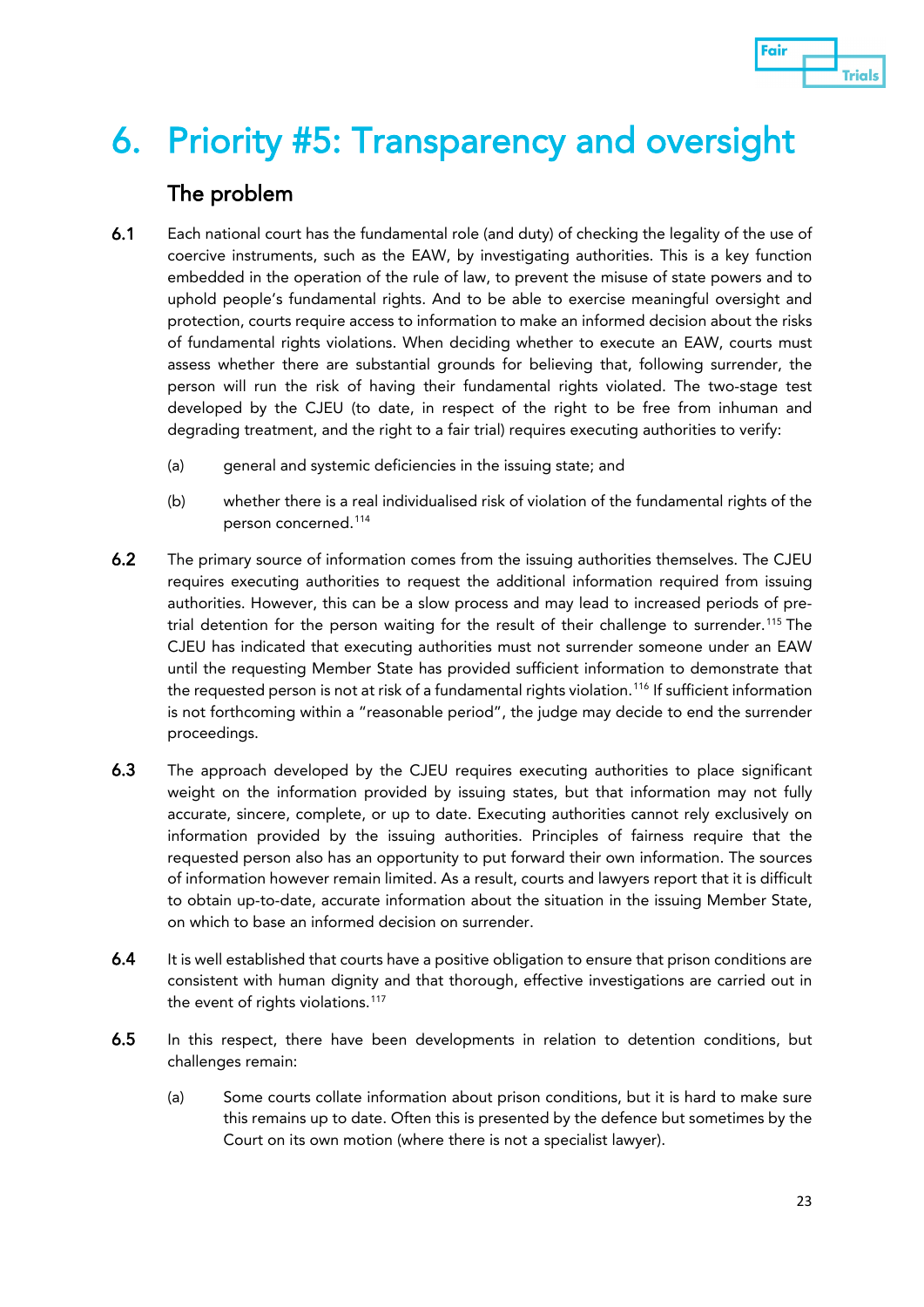# 6. Priority #5: Transparency and oversight

## The problem

**6.1** Each national court has the fundamental role (and duty) of checking the legality of the use of coercive instruments, such as the EAW, by investigating authorities. This is a key function embedded in the operation of the rule of law, to prevent the misuse of state powers and to uphold people's fundamental rights. And to be able to exercise meaningful oversight and protection, courts require access to information to make an informed decision about the risks of fundamental rights violations. When deciding whether to execute an EAW, courts must assess whether there are substantial grounds for believing that, following surrender, the person will run the risk of having their fundamental rights violated. The two-stage test developed by the CJEU (to date, in respect of the right to be free from inhuman and degrading treatment, and the right to a fair trial) requires executing authorities to verify:

(a) general and systemic deficiencies in the issuing state; and

(b) whether there is a real individualised risk of violation of the fundamental rights of the person concerned.[114]

**6.2** The primary source of information comes from the issuing authorities themselves. The CJEU requires executing authorities to request the additional information required from issuing authorities. However, this can be a slow process and may lead to increased periods of pre-trial detention for the person waiting for the result of their challenge to surrender.[115] The CJEU has indicated that executing authorities must not surrender someone under an EAW until the requesting Member State has provided sufficient information to demonstrate that the requested person is not at risk of a fundamental rights violation.[116] If sufficient information is not forthcoming within a "reasonable period", the judge may decide to end the surrender proceedings.

**6.3** The approach developed by the CJEU requires executing authorities to place significant weight on the information provided by issuing states, but that information may not fully accurate, sincere, complete, or up to date. Executing authorities cannot rely exclusively on information provided by the issuing authorities. Principles of fairness require that the requested person also has an opportunity to put forward their own information. The sources of information however remain limited. As a result, courts and lawyers report that it is difficult to obtain up-to-date, accurate information about the situation in the issuing Member State, on which to base an informed decision on surrender.

**6.4** It is well established that courts have a positive obligation to ensure that prison conditions are consistent with human dignity and that thorough, effective investigations are carried out in the event of rights violations.[117]

**6.5** In this respect, there have been developments in relation to detention conditions, but challenges remain:

(a) Some courts collate information about prison conditions, but it is hard to make sure this remains up to date. Often this is presented by the defence but sometimes by the Court on its own motion (where there is not a specialist lawyer).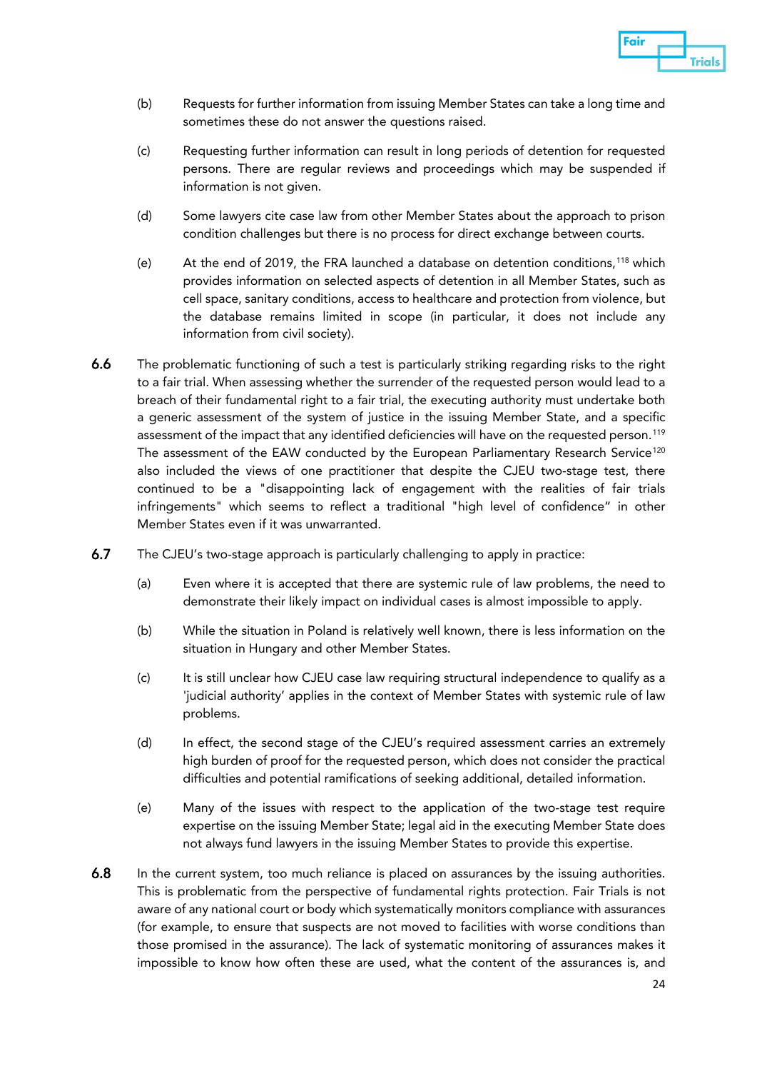(b) Requests for further information from issuing Member States can take a long time and sometimes these do not answer the questions raised.

(c) Requesting further information can result in long periods of detention for requested persons. There are regular reviews and proceedings which may be suspended if information is not given.

(d) Some lawyers cite case law from other Member States about the approach to prison condition challenges but there is no process for direct exchange between courts.

(e) At the end of 2019, the FRA launched a database on detention conditions,[118] which provides information on selected aspects of detention in all Member States, such as cell space, sanitary conditions, access to healthcare and protection from violence, but the database remains limited in scope (in particular, it does not include any information from civil society).

**6.6** The problematic functioning of such a test is particularly striking regarding risks to the right to a fair trial. When assessing whether the surrender of the requested person would lead to a breach of their fundamental right to a fair trial, the executing authority must undertake both a generic assessment of the system of justice in the issuing Member State, and a specific assessment of the impact that any identified deficiencies will have on the requested person.[119] The assessment of the EAW conducted by the European Parliamentary Research Service[120] also included the views of one practitioner that despite the CJEU two-stage test, there continued to be a "disappointing lack of engagement with the realities of fair trials infringements" which seems to reflect a traditional "high level of confidence" in other Member States even if it was unwarranted.

**6.7** The CJEU's two-stage approach is particularly challenging to apply in practice:

(a) Even where it is accepted that there are systemic rule of law problems, the need to demonstrate their likely impact on individual cases is almost impossible to apply.

(b) While the situation in Poland is relatively well known, there is less information on the situation in Hungary and other Member States.

(c) It is still unclear how CJEU case law requiring structural independence to qualify as a 'judicial authority' applies in the context of Member States with systemic rule of law problems.

(d) In effect, the second stage of the CJEU's required assessment carries an extremely high burden of proof for the requested person, which does not consider the practical difficulties and potential ramifications of seeking additional, detailed information.

(e) Many of the issues with respect to the application of the two-stage test require expertise on the issuing Member State; legal aid in the executing Member State does not always fund lawyers in the issuing Member States to provide this expertise.

**6.8** In the current system, too much reliance is placed on assurances by the issuing authorities. This is problematic from the perspective of fundamental rights protection. Fair Trials is not aware of any national court or body which systematically monitors compliance with assurances (for example, to ensure that suspects are not moved to facilities with worse conditions than those promised in the assurance). The lack of systematic monitoring of assurances makes it impossible to know how often these are used, what the content of the assurances is, and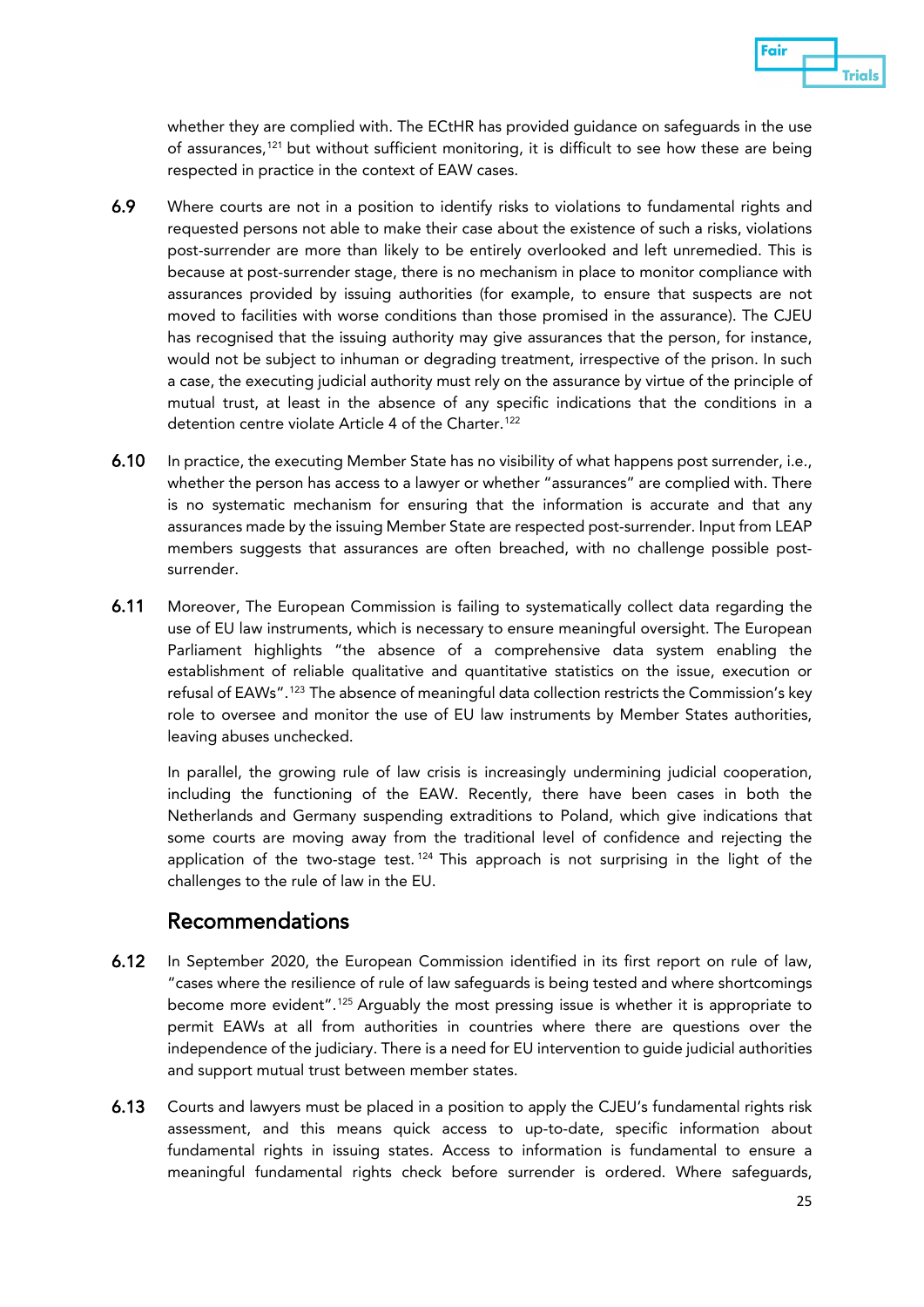whether they are complied with. The ECtHR has provided guidance on safeguards in the use of assurances,[121] but without sufficient monitoring, it is difficult to see how these are being respected in practice in the context of EAW cases.

**6.9** Where courts are not in a position to identify risks to violations to fundamental rights and requested persons not able to make their case about the existence of such a risks, violations post-surrender are more than likely to be entirely overlooked and left unremedied. This is because at post-surrender stage, there is no mechanism in place to monitor compliance with assurances provided by issuing authorities (for example, to ensure that suspects are not moved to facilities with worse conditions than those promised in the assurance). The CJEU has recognised that the issuing authority may give assurances that the person, for instance, would not be subject to inhuman or degrading treatment, irrespective of the prison. In such a case, the executing judicial authority must rely on the assurance by virtue of the principle of mutual trust, at least in the absence of any specific indications that the conditions in a detention centre violate Article 4 of the Charter.[122]

**6.10** In practice, the executing Member State has no visibility of what happens post surrender, i.e., whether the person has access to a lawyer or whether "assurances" are complied with. There is no systematic mechanism for ensuring that the information is accurate and that any assurances made by the issuing Member State are respected post-surrender. Input from LEAP members suggests that assurances are often breached, with no challenge possible post-surrender.

**6.11** Moreover, The European Commission is failing to systematically collect data regarding the use of EU law instruments, which is necessary to ensure meaningful oversight. The European Parliament highlights "the absence of a comprehensive data system enabling the establishment of reliable qualitative and quantitative statistics on the issue, execution or refusal of EAWs".[123] The absence of meaningful data collection restricts the Commission's key role to oversee and monitor the use of EU law instruments by Member States authorities, leaving abuses unchecked.

In parallel, the growing rule of law crisis is increasingly undermining judicial cooperation, including the functioning of the EAW. Recently, there have been cases in both the Netherlands and Germany suspending extraditions to Poland, which give indications that some courts are moving away from the traditional level of confidence and rejecting the application of the two-stage test.[124] This approach is not surprising in the light of the challenges to the rule of law in the EU.

## Recommendations

**6.12** In September 2020, the European Commission identified in its first report on rule of law, "cases where the resilience of rule of law safeguards is being tested and where shortcomings become more evident".[125] Arguably the most pressing issue is whether it is appropriate to permit EAWs at all from authorities in countries where there are questions over the independence of the judiciary. There is a need for EU intervention to guide judicial authorities and support mutual trust between member states.

**6.13** Courts and lawyers must be placed in a position to apply the CJEU's fundamental rights risk assessment, and this means quick access to up-to-date, specific information about fundamental rights in issuing states. Access to information is fundamental to ensure a meaningful fundamental rights check before surrender is ordered. Where safeguards,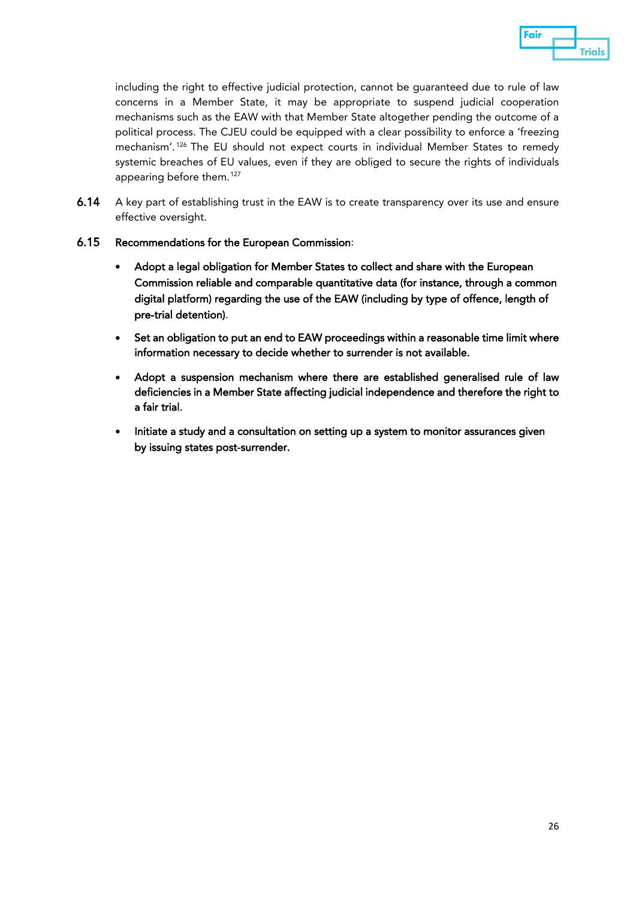including the right to effective judicial protection, cannot be guaranteed due to rule of law concerns in a Member State, it may be appropriate to suspend judicial cooperation mechanisms such as the EAW with that Member State altogether pending the outcome of a political process. The CJEU could be equipped with a clear possibility to enforce a 'freezing mechanism'.[126] The EU should not expect courts in individual Member States to remedy systemic breaches of EU values, even if they are obliged to secure the rights of individuals appearing before them.[127]

6.14 A key part of establishing trust in the EAW is to create transparency over its use and ensure effective oversight.

6.15 **Recommendations for the European Commission**:

- **Adopt a legal obligation for Member States to collect and share with the European Commission reliable and comparable quantitative data (for instance, through a common digital platform) regarding the use of the EAW (including by type of offence, length of pre-trial detention)**.
- **Set an obligation to put an end to EAW proceedings within a reasonable time limit where information necessary to decide whether to surrender is not available.**
- **Adopt a suspension mechanism where there are established generalised rule of law deficiencies in a Member State affecting judicial independence and therefore the right to a fair trial.**
- **Initiate a study and a consultation on setting up a system to monitor assurances given by issuing states post-surrender.**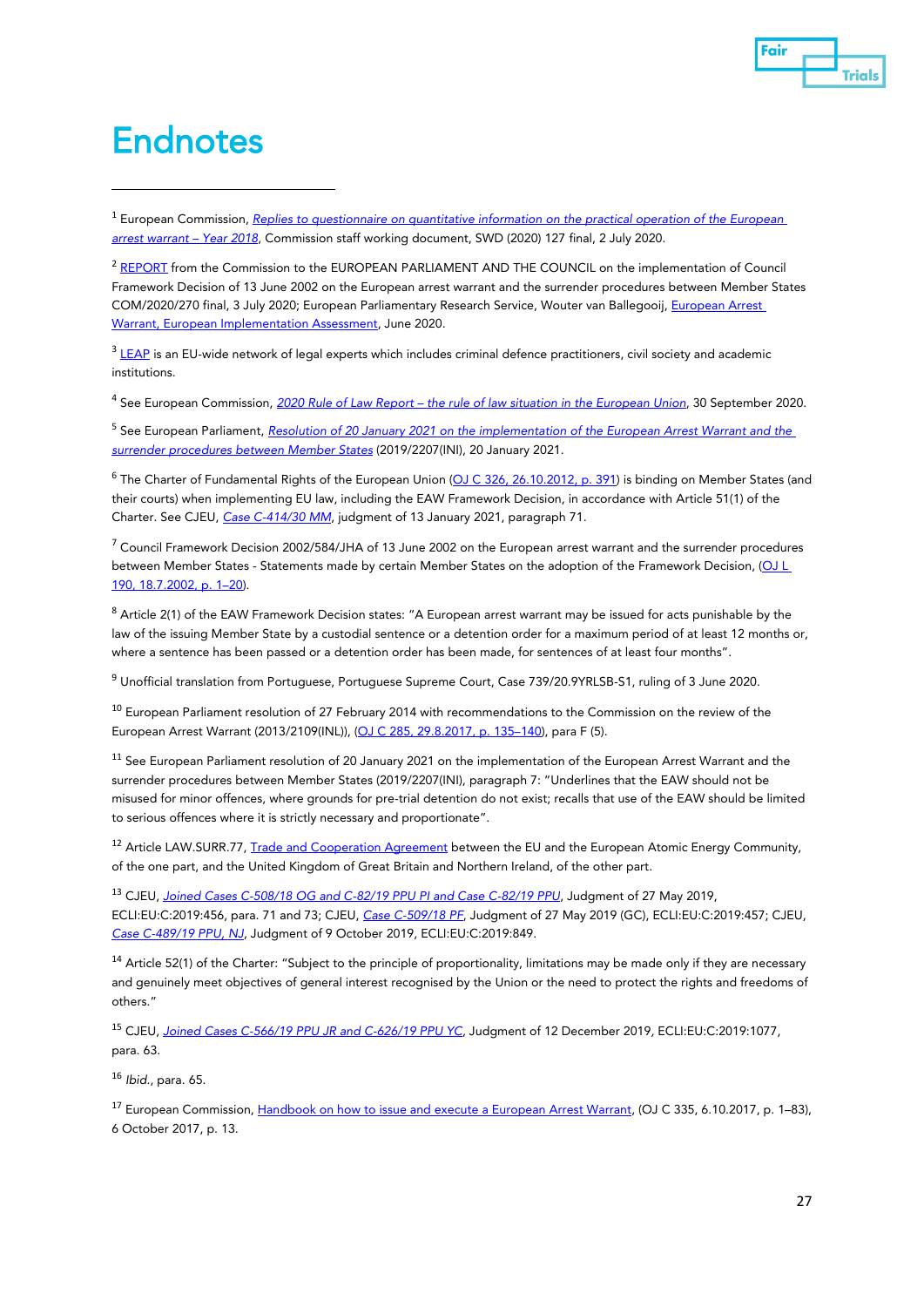# Endnotes

[1] European Commission, *Replies to questionnaire on quantitative information on the practical operation of the European arrest warrant – Year 2018*, Commission staff working document, SWD (2020) 127 final, 2 July 2020.

[2] REPORT from the Commission to the EUROPEAN PARLIAMENT AND THE COUNCIL on the implementation of Council Framework Decision of 13 June 2002 on the European arrest warrant and the surrender procedures between Member States COM/2020/270 final, 3 July 2020; European Parliamentary Research Service, Wouter van Ballegooij, European Arrest Warrant, European Implementation Assessment, June 2020.

[3] LEAP is an EU-wide network of legal experts which includes criminal defence practitioners, civil society and academic institutions.

[4] See European Commission, *2020 Rule of Law Report – the rule of law situation in the European Union*, 30 September 2020.

[5] See European Parliament, *Resolution of 20 January 2021 on the implementation of the European Arrest Warrant and the surrender procedures between Member States* (2019/2207(INI), 20 January 2021.

[6] The Charter of Fundamental Rights of the European Union (OJ C 326, 26.10.2012, p. 391) is binding on Member States (and their courts) when implementing EU law, including the EAW Framework Decision, in accordance with Article 51(1) of the Charter. See CJEU, *Case C-414/30 MM*, judgment of 13 January 2021, paragraph 71.

[7] Council Framework Decision 2002/584/JHA of 13 June 2002 on the European arrest warrant and the surrender procedures between Member States - Statements made by certain Member States on the adoption of the Framework Decision, (OJ L 190, 18.7.2002, p. 1–20).

[8] Article 2(1) of the EAW Framework Decision states: "A European arrest warrant may be issued for acts punishable by the law of the issuing Member State by a custodial sentence or a detention order for a maximum period of at least 12 months or, where a sentence has been passed or a detention order has been made, for sentences of at least four months".

[9] Unofficial translation from Portuguese, Portuguese Supreme Court, Case 739/20.9YRLSB-S1, ruling of 3 June 2020.

[10] European Parliament resolution of 27 February 2014 with recommendations to the Commission on the review of the European Arrest Warrant (2013/2109(INL)), (OJ C 285, 29.8.2017, p. 135–140), para F (5).

[11] See European Parliament resolution of 20 January 2021 on the implementation of the European Arrest Warrant and the surrender procedures between Member States (2019/2207(INI), paragraph 7: "Underlines that the EAW should not be misused for minor offences, where grounds for pre-trial detention do not exist; recalls that use of the EAW should be limited to serious offences where it is strictly necessary and proportionate".

[12] Article LAW.SURR.77, Trade and Cooperation Agreement between the EU and the European Atomic Energy Community, of the one part, and the United Kingdom of Great Britain and Northern Ireland, of the other part.

[13] CJEU, *Joined Cases C-508/18 OG and C-82/19 PPU PI and Case C-82/19 PPU*, Judgment of 27 May 2019, ECLI:EU:C:2019:456, para. 71 and 73; CJEU, *Case C-509/18 PF*, Judgment of 27 May 2019 (GC), ECLI:EU:C:2019:457; CJEU, *Case C-489/19 PPU, NJ*, Judgment of 9 October 2019, ECLI:EU:C:2019:849.

[14] Article 52(1) of the Charter: "Subject to the principle of proportionality, limitations may be made only if they are necessary and genuinely meet objectives of general interest recognised by the Union or the need to protect the rights and freedoms of others."

[15] CJEU, *Joined Cases C-566/19 PPU JR and C-626/19 PPU YC*, Judgment of 12 December 2019, ECLI:EU:C:2019:1077, para. 63.

[16] *Ibid.*, para. 65.

[17] European Commission, Handbook on how to issue and execute a European Arrest Warrant, (OJ C 335, 6.10.2017, p. 1–83), 6 October 2017, p. 13.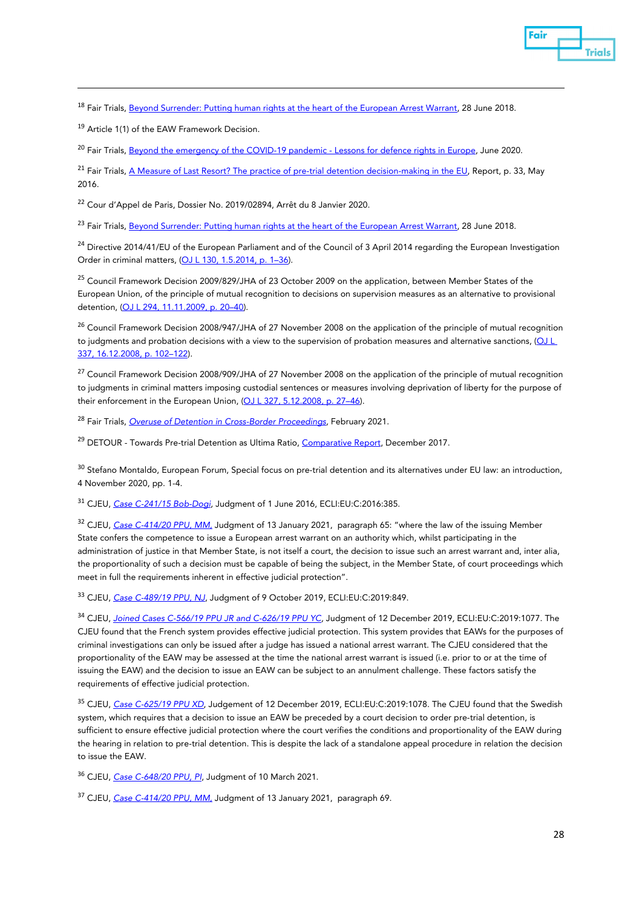[18] Fair Trials, Beyond Surrender: Putting human rights at the heart of the European Arrest Warrant, 28 June 2018.

[19] Article 1(1) of the EAW Framework Decision.

[20] Fair Trials, Beyond the emergency of the COVID-19 pandemic - Lessons for defence rights in Europe, June 2020.

[21] Fair Trials, A Measure of Last Resort? The practice of pre-trial detention decision-making in the EU, Report, p. 33, May 2016.

[22] Cour d'Appel de Paris, Dossier No. 2019/02894, Arrêt du 8 Janvier 2020.

[23] Fair Trials, Beyond Surrender: Putting human rights at the heart of the European Arrest Warrant, 28 June 2018.

[24] Directive 2014/41/EU of the European Parliament and of the Council of 3 April 2014 regarding the European Investigation Order in criminal matters, (OJ L 130, 1.5.2014, p. 1–36).

[25] Council Framework Decision 2009/829/JHA of 23 October 2009 on the application, between Member States of the European Union, of the principle of mutual recognition to decisions on supervision measures as an alternative to provisional detention, (OJ L 294, 11.11.2009, p. 20–40).

[26] Council Framework Decision 2008/947/JHA of 27 November 2008 on the application of the principle of mutual recognition to judgments and probation decisions with a view to the supervision of probation measures and alternative sanctions, (OJ L 337, 16.12.2008, p. 102–122).

[27] Council Framework Decision 2008/909/JHA of 27 November 2008 on the application of the principle of mutual recognition to judgments in criminal matters imposing custodial sentences or measures involving deprivation of liberty for the purpose of their enforcement in the European Union, (OJ L 327, 5.12.2008, p. 27–46).

[28] Fair Trials, *Overuse of Detention in Cross-Border Proceedings*, February 2021.

[29] DETOUR - Towards Pre-trial Detention as Ultima Ratio, Comparative Report, December 2017.

[30] Stefano Montaldo, European Forum, Special focus on pre-trial detention and its alternatives under EU law: an introduction, 4 November 2020, pp. 1-4.

[31] CJEU, *Case C-241/15 Bob-Dogi*, Judgment of 1 June 2016, ECLI:EU:C:2016:385.

[32] CJEU, *Case C-414/20 PPU, MM*, Judgment of 13 January 2021, paragraph 65: "where the law of the issuing Member State confers the competence to issue a European arrest warrant on an authority which, whilst participating in the administration of justice in that Member State, is not itself a court, the decision to issue such an arrest warrant and, inter alia, the proportionality of such a decision must be capable of being the subject, in the Member State, of court proceedings which meet in full the requirements inherent in effective judicial protection".

[33] CJEU, *Case C-489/19 PPU, NJ*, Judgment of 9 October 2019, ECLI:EU:C:2019:849.

[34] CJEU, *Joined Cases C-566/19 PPU JR and C-626/19 PPU YC*, Judgment of 12 December 2019, ECLI:EU:C:2019:1077. The CJEU found that the French system provides effective judicial protection. This system provides that EAWs for the purposes of criminal investigations can only be issued after a judge has issued a national arrest warrant. The CJEU considered that the proportionality of the EAW may be assessed at the time the national arrest warrant is issued (i.e. prior to or at the time of issuing the EAW) and the decision to issue an EAW can be subject to an annulment challenge. These factors satisfy the requirements of effective judicial protection.

[35] CJEU, *Case C-625/19 PPU XD*, Judgement of 12 December 2019, ECLI:EU:C:2019:1078. The CJEU found that the Swedish system, which requires that a decision to issue an EAW be preceded by a court decision to order pre-trial detention, is sufficient to ensure effective judicial protection where the court verifies the conditions and proportionality of the EAW during the hearing in relation to pre-trial detention. This is despite the lack of a standalone appeal procedure in relation the decision to issue the EAW.

[36] CJEU, *Case C-648/20 PPU, PI*, Judgment of 10 March 2021.

[37] CJEU, *Case C-414/20 PPU, MM*, Judgment of 13 January 2021, paragraph 69.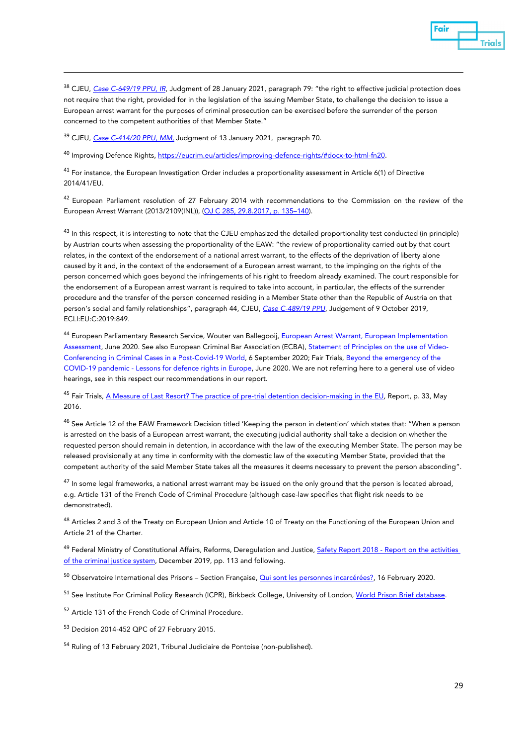[38] CJEU, *Case C-649/19 PPU, IR*, Judgment of 28 January 2021, paragraph 79: "the right to effective judicial protection does not require that the right, provided for in the legislation of the issuing Member State, to challenge the decision to issue a European arrest warrant for the purposes of criminal prosecution can be exercised before the surrender of the person concerned to the competent authorities of that Member State."

[39] CJEU, *Case C-414/20 PPU, MM,* Judgment of 13 January 2021, paragraph 70.

[40] Improving Defence Rights, https://eucrim.eu/articles/improving-defence-rights/#docx-to-html-fn20.

[41] For instance, the European Investigation Order includes a proportionality assessment in Article 6(1) of Directive 2014/41/EU.

[42] European Parliament resolution of 27 February 2014 with recommendations to the Commission on the review of the European Arrest Warrant (2013/2109(INL)), (OJ C 285, 29.8.2017, p. 135–140).

[43] In this respect, it is interesting to note that the CJEU emphasized the detailed proportionality test conducted (in principle) by Austrian courts when assessing the proportionality of the EAW: "the review of proportionality carried out by that court relates, in the context of the endorsement of a national arrest warrant, to the effects of the deprivation of liberty alone caused by it and, in the context of the endorsement of a European arrest warrant, to the impinging on the rights of the person concerned which goes beyond the infringements of his right to freedom already examined. The court responsible for the endorsement of a European arrest warrant is required to take into account, in particular, the effects of the surrender procedure and the transfer of the person concerned residing in a Member State other than the Republic of Austria on that person's social and family relationships", paragraph 44, CJEU, *Case C-489/19 PPU*, Judgement of 9 October 2019, ECLI:EU:C:2019:849.

[44] European Parliamentary Research Service, Wouter van Ballegooij, European Arrest Warrant, European Implementation Assessment, June 2020. See also European Criminal Bar Association (ECBA), Statement of Principles on the use of Video-Conferencing in Criminal Cases in a Post-Covid-19 World, 6 September 2020; Fair Trials, Beyond the emergency of the COVID-19 pandemic - Lessons for defence rights in Europe, June 2020. We are not referring here to a general use of video hearings, see in this respect our recommendations in our report.

[45] Fair Trials, A Measure of Last Resort? The practice of pre-trial detention decision-making in the EU, Report, p. 33, May 2016.

[46] See Article 12 of the EAW Framework Decision titled 'Keeping the person in detention' which states that: "When a person is arrested on the basis of a European arrest warrant, the executing judicial authority shall take a decision on whether the requested person should remain in detention, in accordance with the law of the executing Member State. The person may be released provisionally at any time in conformity with the domestic law of the executing Member State, provided that the competent authority of the said Member State takes all the measures it deems necessary to prevent the person absconding".

[47] In some legal frameworks, a national arrest warrant may be issued on the only ground that the person is located abroad, e.g. Article 131 of the French Code of Criminal Procedure (although case-law specifies that flight risk needs to be demonstrated).

[48] Articles 2 and 3 of the Treaty on European Union and Article 10 of Treaty on the Functioning of the European Union and Article 21 of the Charter.

[49] Federal Ministry of Constitutional Affairs, Reforms, Deregulation and Justice, Safety Report 2018 - Report on the activities of the criminal justice system, December 2019, pp. 113 and following.

[50] Observatoire International des Prisons – Section Française, Qui sont les personnes incarcérées?, 16 February 2020.

[51] See Institute For Criminal Policy Research (ICPR), Birkbeck College, University of London, World Prison Brief database.

[52] Article 131 of the French Code of Criminal Procedure.

[53] Decision 2014-452 QPC of 27 February 2015.

[54] Ruling of 13 February 2021, Tribunal Judiciaire de Pontoise (non-published).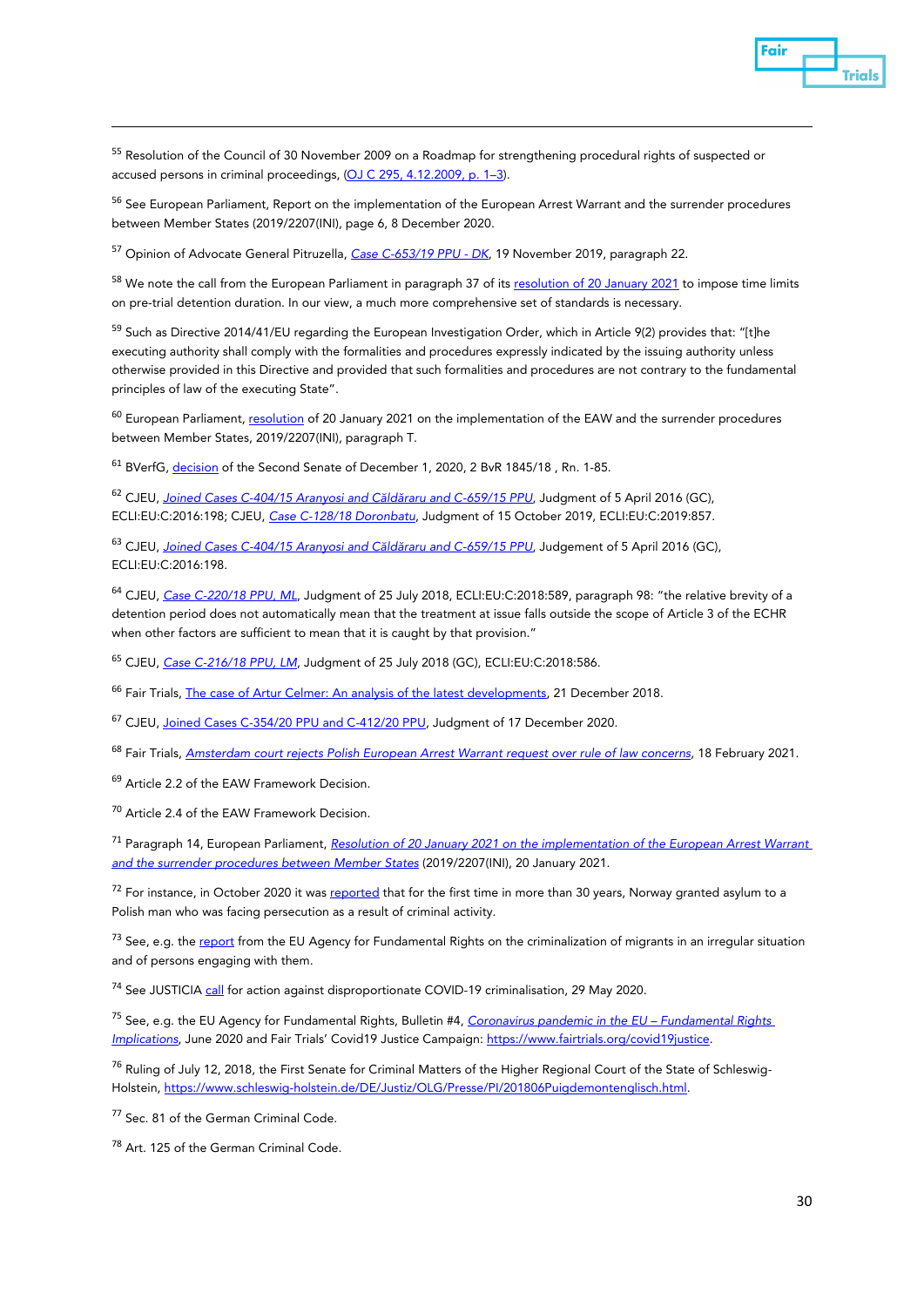[55] Resolution of the Council of 30 November 2009 on a Roadmap for strengthening procedural rights of suspected or accused persons in criminal proceedings, (OJ C 295, 4.12.2009, p. 1–3).

[56] See European Parliament, Report on the implementation of the European Arrest Warrant and the surrender procedures between Member States (2019/2207(INI), page 6, 8 December 2020.

[57] Opinion of Advocate General Pitruzella, *Case C-653/19 PPU - DK*, 19 November 2019, paragraph 22.

[58] We note the call from the European Parliament in paragraph 37 of its resolution of 20 January 2021 to impose time limits on pre-trial detention duration. In our view, a much more comprehensive set of standards is necessary.

[59] Such as Directive 2014/41/EU regarding the European Investigation Order, which in Article 9(2) provides that: "[t]he executing authority shall comply with the formalities and procedures expressly indicated by the issuing authority unless otherwise provided in this Directive and provided that such formalities and procedures are not contrary to the fundamental principles of law of the executing State".

[60] European Parliament, resolution of 20 January 2021 on the implementation of the EAW and the surrender procedures between Member States, 2019/2207(INI), paragraph T.

[61] BVerfG, decision of the Second Senate of December 1, 2020, 2 BvR 1845/18 , Rn. 1-85.

[62] CJEU, *Joined Cases C-404/15 Aranyosi and Căldăraru and C-659/15 PPU*, Judgment of 5 April 2016 (GC), ECLI:EU:C:2016:198; CJEU, *Case C-128/18 Dorobantu*, Judgment of 15 October 2019, ECLI:EU:C:2019:857.

[63] CJEU, *Joined Cases C-404/15 Aranyosi and Căldăraru and C-659/15 PPU*, Judgement of 5 April 2016 (GC), ECLI:EU:C:2016:198.

[64] CJEU, *Case C-220/18 PPU, ML*, Judgment of 25 July 2018, ECLI:EU:C:2018:589, paragraph 98: "the relative brevity of a detention period does not automatically mean that the treatment at issue falls outside the scope of Article 3 of the ECHR when other factors are sufficient to mean that it is caught by that provision."

[65] CJEU, *Case C-216/18 PPU, LM*, Judgment of 25 July 2018 (GC), ECLI:EU:C:2018:586.

[66] Fair Trials, The case of Artur Celmer: An analysis of the latest developments, 21 December 2018.

[67] CJEU, Joined Cases C-354/20 PPU and C-412/20 PPU, Judgment of 17 December 2020.

[68] Fair Trials, *Amsterdam court rejects Polish European Arrest Warrant request over rule of law concerns*, 18 February 2021.

[69] Article 2.2 of the EAW Framework Decision.

[70] Article 2.4 of the EAW Framework Decision.

[71] Paragraph 14, European Parliament, *Resolution of 20 January 2021 on the implementation of the European Arrest Warrant and the surrender procedures between Member States* (2019/2207(INI), 20 January 2021.

[72] For instance, in October 2020 it was reported that for the first time in more than 30 years, Norway granted asylum to a Polish man who was facing persecution as a result of criminal activity.

[73] See, e.g. the report from the EU Agency for Fundamental Rights on the criminalization of migrants in an irregular situation and of persons engaging with them.

[74] See JUSTICIA call for action against disproportionate COVID-19 criminalisation, 29 May 2020.

[75] See, e.g. the EU Agency for Fundamental Rights, Bulletin #4, *Coronavirus pandemic in the EU – Fundamental Rights Implications*, June 2020 and Fair Trials' Covid19 Justice Campaign: https://www.fairtrials.org/covid19justice.

[76] Ruling of July 12, 2018, the First Senate for Criminal Matters of the Higher Regional Court of the State of Schleswig-Holstein, https://www.schleswig-holstein.de/DE/Justiz/OLG/Presse/PI/201806Puigdemontenglisch.html.

[77] Sec. 81 of the German Criminal Code.

[78] Art. 125 of the German Criminal Code.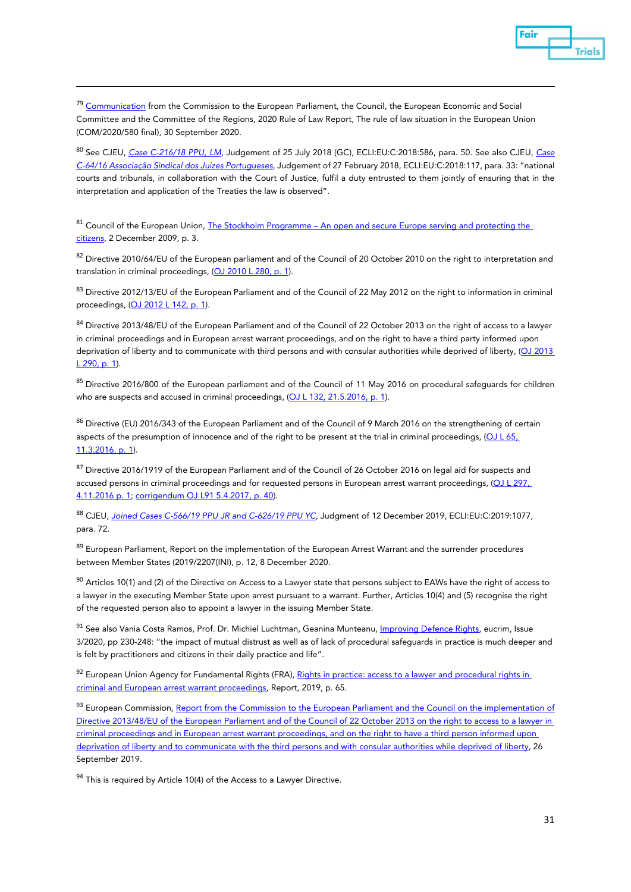[79] Communication from the Commission to the European Parliament, the Council, the European Economic and Social Committee and the Committee of the Regions, 2020 Rule of Law Report, The rule of law situation in the European Union (COM/2020/580 final), 30 September 2020.

[80] See CJEU, *Case C-216/18 PPU, LM*, Judgement of 25 July 2018 (GC), ECLI:EU:C:2018:586, para. 50. See also CJEU, *Case C-64/16 Associação Sindical dos Juízes Portugueses*, Judgement of 27 February 2018, ECLI:EU:C:2018:117, para. 33: "national courts and tribunals, in collaboration with the Court of Justice, fulfil a duty entrusted to them jointly of ensuring that in the interpretation and application of the Treaties the law is observed".

[81] Council of the European Union, The Stockholm Programme – An open and secure Europe serving and protecting the citizens, 2 December 2009, p. 3.

[82] Directive 2010/64/EU of the European parliament and of the Council of 20 October 2010 on the right to interpretation and translation in criminal proceedings, (OJ 2010 L 280, p. 1).

[83] Directive 2012/13/EU of the European Parliament and of the Council of 22 May 2012 on the right to information in criminal proceedings, (OJ 2012 L 142, p. 1).

[84] Directive 2013/48/EU of the European Parliament and of the Council of 22 October 2013 on the right of access to a lawyer in criminal proceedings and in European arrest warrant proceedings, and on the right to have a third party informed upon deprivation of liberty and to communicate with third persons and with consular authorities while deprived of liberty, (OJ 2013 L 290, p. 1).

[85] Directive 2016/800 of the European parliament and of the Council of 11 May 2016 on procedural safeguards for children who are suspects and accused in criminal proceedings, (OJ L 132, 21.5.2016, p. 1).

[86] Directive (EU) 2016/343 of the European Parliament and of the Council of 9 March 2016 on the strengthening of certain aspects of the presumption of innocence and of the right to be present at the trial in criminal proceedings, (OJ L 65, 11.3.2016, p. 1).

[87] Directive 2016/1919 of the European Parliament and of the Council of 26 October 2016 on legal aid for suspects and accused persons in criminal proceedings and for requested persons in European arrest warrant proceedings, (OJ L 297, 4.11.2016 p. 1; corrigendum OJ L91 5.4.2017, p. 40).

[88] CJEU, *Joined Cases C-566/19 PPU JR and C-626/19 PPU YC*, Judgment of 12 December 2019, ECLI:EU:C:2019:1077, para. 72.

[89] European Parliament, Report on the implementation of the European Arrest Warrant and the surrender procedures between Member States (2019/2207(INI), p. 12, 8 December 2020.

[90] Articles 10(1) and (2) of the Directive on Access to a Lawyer state that persons subject to EAWs have the right of access to a lawyer in the executing Member State upon arrest pursuant to a warrant. Further, Articles 10(4) and (5) recognise the right of the requested person also to appoint a lawyer in the issuing Member State.

[91] See also Vania Costa Ramos, Prof. Dr. Michiel Luchtman, Geanina Munteanu, Improving Defence Rights, eucrim, Issue 3/2020, pp 230-248: "the impact of mutual distrust as well as of lack of procedural safeguards in practice is much deeper and is felt by practitioners and citizens in their daily practice and life".

[92] European Union Agency for Fundamental Rights (FRA), Rights in practice: access to a lawyer and procedural rights in criminal and European arrest warrant proceedings, Report, 2019, p. 65.

[93] European Commission, Report from the Commission to the European Parliament and the Council on the implementation of Directive 2013/48/EU of the European Parliament and of the Council of 22 October 2013 on the right to access to a lawyer in criminal proceedings and in European arrest warrant proceedings, and on the right to have a third person informed upon deprivation of liberty and to communicate with the third persons and with consular authorities while deprived of liberty, 26 September 2019.

[94] This is required by Article 10(4) of the Access to a Lawyer Directive.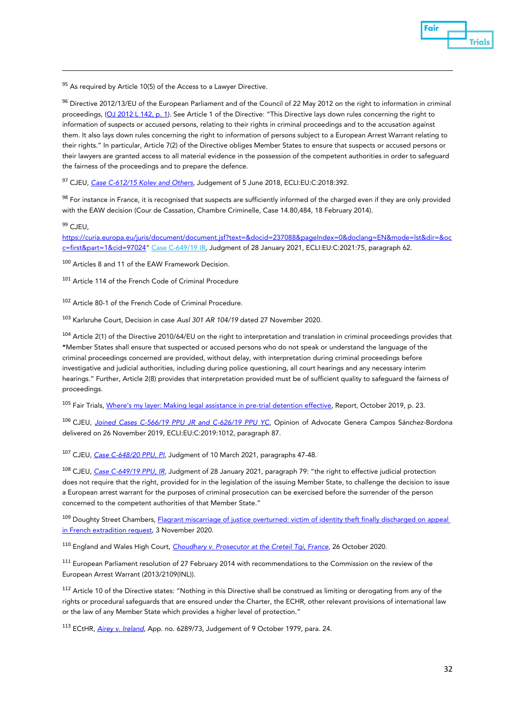[95] As required by Article 10(5) of the Access to a Lawyer Directive.

[96] Directive 2012/13/EU of the European Parliament and of the Council of 22 May 2012 on the right to information in criminal proceedings, (OJ 2012 L 142, p. 1). See Article 1 of the Directive: "This Directive lays down rules concerning the right to information of suspects or accused persons, relating to their rights in criminal proceedings and to the accusation against them. It also lays down rules concerning the right to information of persons subject to a European Arrest Warrant relating to their rights." In particular, Article 7(2) of the Directive obliges Member States to ensure that suspects or accused persons or their lawyers are granted access to all material evidence in the possession of the competent authorities in order to safeguard the fairness of the proceedings and to prepare the defence.

[97] CJEU, *Case C-612/15 Kolev and Others*, Judgement of 5 June 2018, ECLI:EU:C:2018:392.

[98] For instance in France, it is recognised that suspects are sufficiently informed of the charged even if they are only provided with the EAW decision (Cour de Cassation, Chambre Criminelle, Case 14.80,484, 18 February 2014).

[99] CJEU, https://curia.europa.eu/juris/document/document.jsf?text=&docid=237088&pageIndex=0&doclang=EN&mode=lst&dir=&occ=first&part=1&cid=97024" Case C-649/19 IR, Judgment of 28 January 2021, ECLI:EU:C:2021:75, paragraph 62.

[100] Articles 8 and 11 of the EAW Framework Decision.

[101] Article 114 of the French Code of Criminal Procedure

[102] Article 80-1 of the French Code of Criminal Procedure.

[103] Karlsruhe Court, Decision in case *Ausl 301 AR 104/19* dated 27 November 2020.

[104] Article 2(1) of the Directive 2010/64/EU on the right to interpretation and translation in criminal proceedings provides that "Member States shall ensure that suspected or accused persons who do not speak or understand the language of the criminal proceedings concerned are provided, without delay, with interpretation during criminal proceedings before investigative and judicial authorities, including during police questioning, all court hearings and any necessary interim hearings." Further, Article 2(8) provides that interpretation provided must be of sufficient quality to safeguard the fairness of proceedings.

[105] Fair Trials, Where's my layer: Making legal assistance in pre-trial detention effective, Report, October 2019, p. 23.

[106] CJEU, *Joined Cases C-566/19 PPU JR and C-626/19 PPU YC*, Opinion of Advocate Genera Campos Sánchez-Bordona delivered on 26 November 2019, ECLI:EU:C:2019:1012, paragraph 87.

[107] CJEU, *Case C-648/20 PPU, PI*, Judgment of 10 March 2021, paragraphs 47-48.

[108] CJEU, *Case C-649/19 PPU, IR*, Judgment of 28 January 2021, paragraph 79: "the right to effective judicial protection does not require that the right, provided for in the legislation of the issuing Member State, to challenge the decision to issue a European arrest warrant for the purposes of criminal prosecution can be exercised before the surrender of the person concerned to the competent authorities of that Member State."

[109] Doughty Street Chambers, Flagrant miscarriage of justice overturned: victim of identity theft finally discharged on appeal in French extradition request, 3 November 2020.

[110] England and Wales High Court, *Choudhary v. Prosecutor at the Creteil Tgi, France*, 26 October 2020.

[111] European Parliament resolution of 27 February 2014 with recommendations to the Commission on the review of the European Arrest Warrant (2013/2109(INL)).

[112] Article 10 of the Directive states: "Nothing in this Directive shall be construed as limiting or derogating from any of the rights or procedural safeguards that are ensured under the Charter, the ECHR, other relevant provisions of international law or the law of any Member State which provides a higher level of protection."

[113] ECtHR, *Airey v. Ireland*, App. no. 6289/73, Judgement of 9 October 1979, para. 24.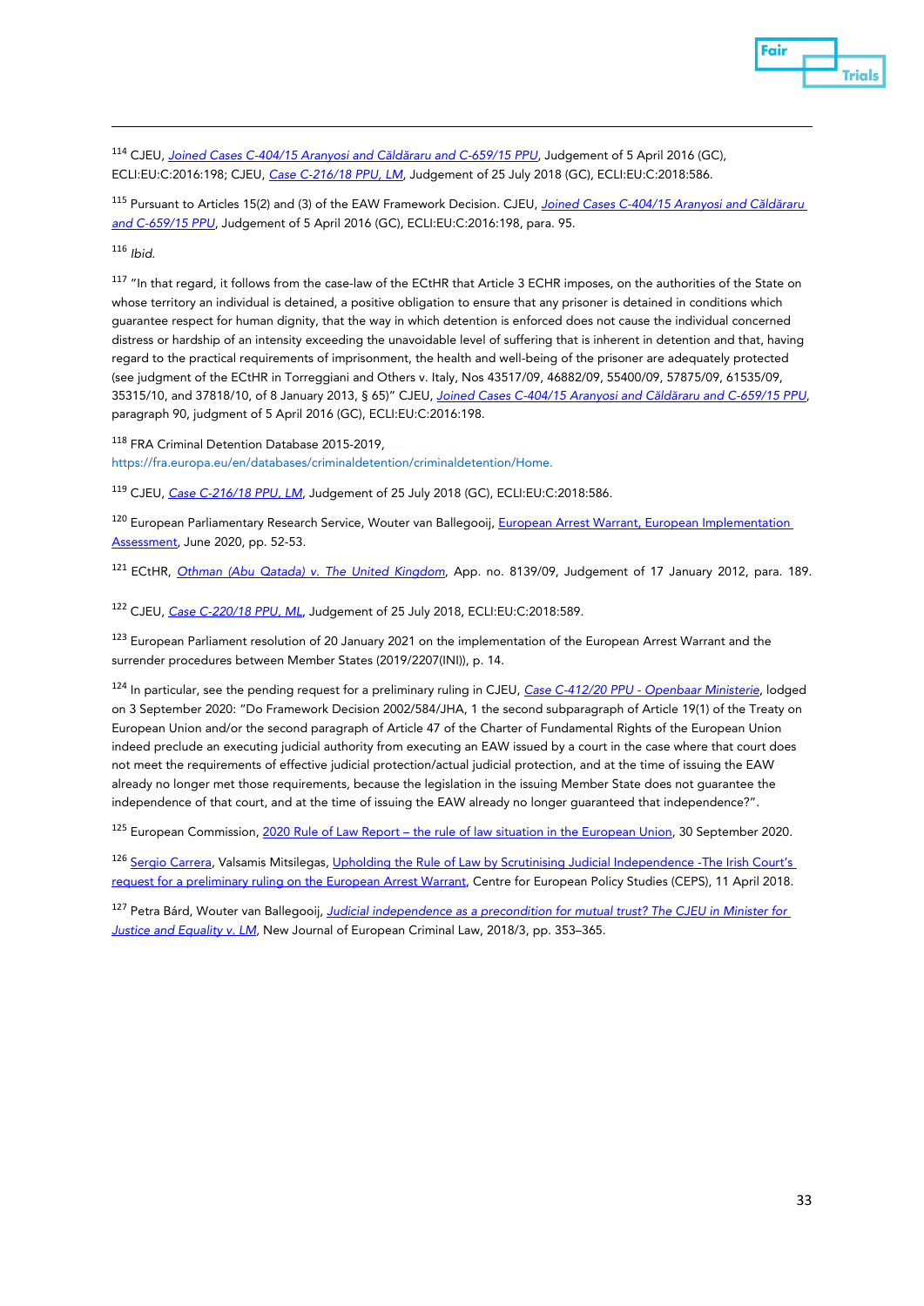[114] CJEU, *Joined Cases C-404/15 Aranyosi and Căldăraru and C-659/15 PPU*, Judgement of 5 April 2016 (GC), ECLI:EU:C:2016:198; CJEU, *Case C-216/18 PPU, LM*, Judgement of 25 July 2018 (GC), ECLI:EU:C:2018:586.

[115] Pursuant to Articles 15(2) and (3) of the EAW Framework Decision. CJEU, *Joined Cases C-404/15 Aranyosi and Căldăraru and C-659/15 PPU*, Judgement of 5 April 2016 (GC), ECLI:EU:C:2016:198, para. 95.

[116] *Ibid.*

[117] "In that regard, it follows from the case-law of the ECtHR that Article 3 ECHR imposes, on the authorities of the State on whose territory an individual is detained, a positive obligation to ensure that any prisoner is detained in conditions which guarantee respect for human dignity, that the way in which detention is enforced does not cause the individual concerned distress or hardship of an intensity exceeding the unavoidable level of suffering that is inherent in detention and that, having regard to the practical requirements of imprisonment, the health and well-being of the prisoner are adequately protected (see judgment of the ECtHR in Torreggiani and Others v. Italy, Nos 43517/09, 46882/09, 55400/09, 57875/09, 61535/09, 35315/10, and 37818/10, of 8 January 2013, § 65)" CJEU, *Joined Cases C-404/15 Aranyosi and Căldăraru and C-659/15 PPU*, paragraph 90, judgment of 5 April 2016 (GC), ECLI:EU:C:2016:198.

[118] FRA Criminal Detention Database 2015-2019, https://fra.europa.eu/en/databases/criminaldetention/criminaldetention/Home.

[119] CJEU, *Case C-216/18 PPU, LM*, Judgement of 25 July 2018 (GC), ECLI:EU:C:2018:586.

[120] European Parliamentary Research Service, Wouter van Ballegooij, European Arrest Warrant, European Implementation Assessment, June 2020, pp. 52-53.

[121] ECtHR, *Othman (Abu Qatada) v. The United Kingdom*, App. no. 8139/09, Judgement of 17 January 2012, para. 189.

[122] CJEU, *Case C-220/18 PPU, ML*, Judgement of 25 July 2018, ECLI:EU:C:2018:589.

[123] European Parliament resolution of 20 January 2021 on the implementation of the European Arrest Warrant and the surrender procedures between Member States (2019/2207(INI)), p. 14.

[124] In particular, see the pending request for a preliminary ruling in CJEU, *Case C-412/20 PPU - Openbaar Ministerie*, lodged on 3 September 2020: "Do Framework Decision 2002/584/JHA, 1 the second subparagraph of Article 19(1) of the Treaty on European Union and/or the second paragraph of Article 47 of the Charter of Fundamental Rights of the European Union indeed preclude an executing judicial authority from executing an EAW issued by a court in the case where that court does not meet the requirements of effective judicial protection/actual judicial protection, and at the time of issuing the EAW already no longer met those requirements, because the legislation in the issuing Member State does not guarantee the independence of that court, and at the time of issuing the EAW already no longer guaranteed that independence?".

[125] European Commission, 2020 Rule of Law Report – the rule of law situation in the European Union, 30 September 2020.

[126] Sergio Carrera, Valsamis Mitsilegas, Upholding the Rule of Law by Scrutinising Judicial Independence -The Irish Court's request for a preliminary ruling on the European Arrest Warrant, Centre for European Policy Studies (CEPS), 11 April 2018.

[127] Petra Bárd, Wouter van Ballegooij, *Judicial independence as a precondition for mutual trust? The CJEU in Minister for Justice and Equality v. LM*, New Journal of European Criminal Law, 2018/3, pp. 353–365.